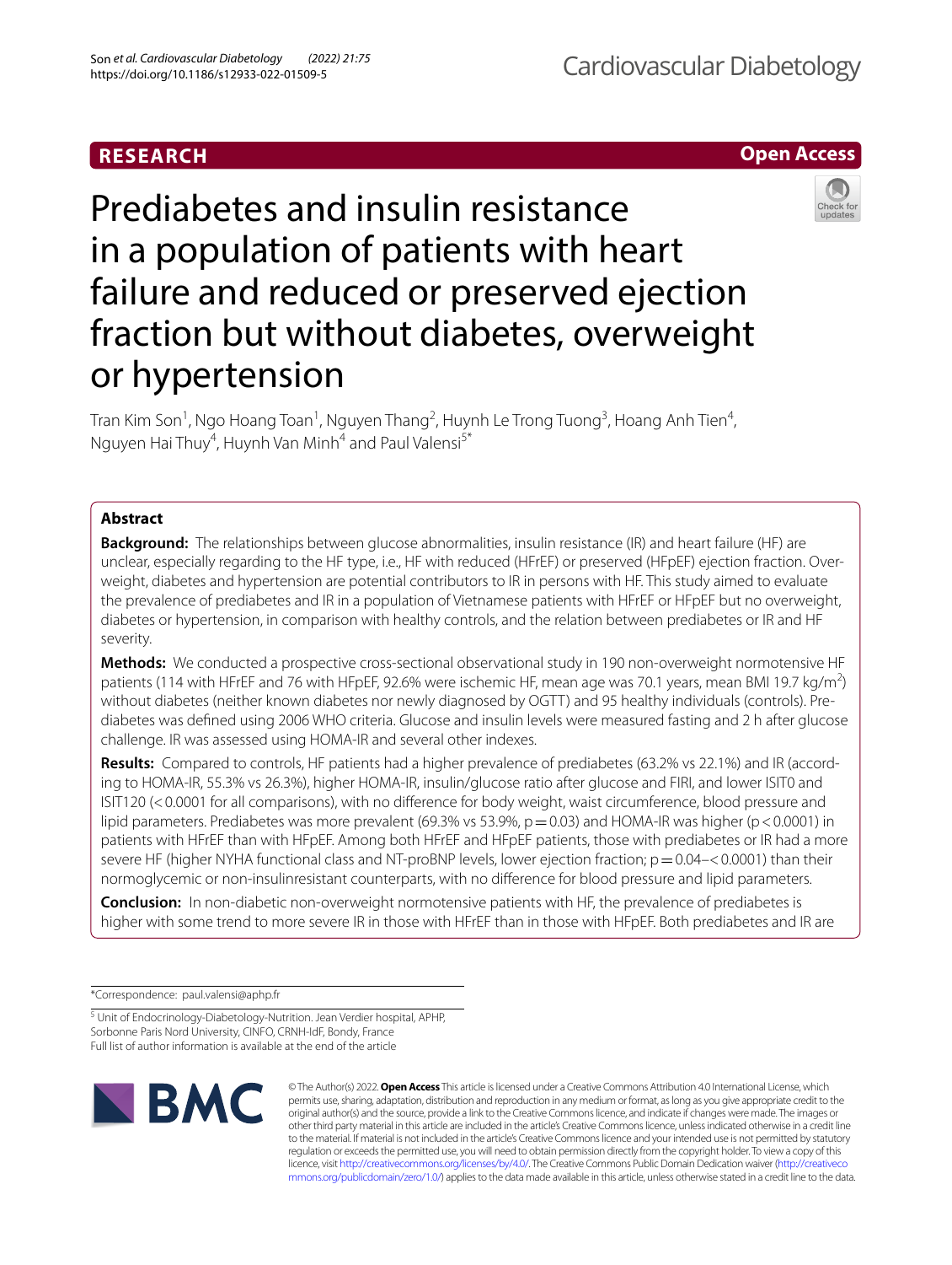RESEARCH

Open Access

# Prediabetes and insulin resistance in a population of patients with heart failure and reduced or preserved ejection fraction but without diabetes, overweight or hypertension

Tran Kim Son[1], Ngo Hoang Toan[1], Nguyen Thang[2], Huynh Le Trong Tuong[3], Hoang Anh Tien[4], Nguyen Hai Thuy[4], Huynh Van Minh[4] and Paul Valensi[5*]

## Abstract

**Background:** The relationships between glucose abnormalities, insulin resistance (IR) and heart failure (HF) are unclear, especially regarding to the HF type, i.e., HF with reduced (HFrEF) or preserved (HFpEF) ejection fraction. Overweight, diabetes and hypertension are potential contributors to IR in persons with HF. This study aimed to evaluate the prevalence of prediabetes and IR in a population of Vietnamese patients with HFrEF or HFpEF but no overweight, diabetes or hypertension, in comparison with healthy controls, and the relation between prediabetes or IR and HF severity.

**Methods:** We conducted a prospective cross-sectional observational study in 190 non-overweight normotensive HF patients (114 with HFrEF and 76 with HFpEF, 92.6% were ischemic HF, mean age was 70.1 years, mean BMI 19.7 kg/m$^2$) without diabetes (neither known diabetes nor newly diagnosed by OGTT) and 95 healthy individuals (controls). Prediabetes was defined using 2006 WHO criteria. Glucose and insulin levels were measured fasting and 2 h after glucose challenge. IR was assessed using HOMA-IR and several other indexes.

**Results:** Compared to controls, HF patients had a higher prevalence of prediabetes (63.2% vs 22.1%) and IR (according to HOMA-IR, 55.3% vs 26.3%), higher HOMA-IR, insulin/glucose ratio after glucose and FIRI, and lower ISIT0 and ISIT120 ($<0.0001$ for all comparisons), with no difference for body weight, waist circumference, blood pressure and lipid parameters. Prediabetes was more prevalent (69.3% vs 53.9%, $p=0.03$) and HOMA-IR was higher ($p<0.0001$) in patients with HFrEF than with HFpEF. Among both HFrEF and HFpEF patients, those with prediabetes or IR had a more severe HF (higher NYHA functional class and NT-proBNP levels, lower ejection fraction; $p=0.04$–$<0.0001$) than their normoglycemic or non-insulinresistant counterparts, with no difference for blood pressure and lipid parameters.

**Conclusion:** In non-diabetic non-overweight normotensive patients with HF, the prevalence of prediabetes is higher with some trend to more severe IR in those with HFrEF than in those with HFpEF. Both prediabetes and IR are

*Correspondence: paul.valensi@aphp.fr

[5] Unit of Endocrinology-Diabetology-Nutrition. Jean Verdier hospital, APHP, Sorbonne Paris Nord University, CINFO, CRNH-IdF, Bondy, France

Full list of author information is available at the end of the article

© The Author(s) 2022. **Open Access** This article is licensed under a Creative Commons Attribution 4.0 International License, which permits use, sharing, adaptation, distribution and reproduction in any medium or format, as long as you give appropriate credit to the original author(s) and the source, provide a link to the Creative Commons licence, and indicate if changes were made. The images or other third party material in this article are included in the article's Creative Commons licence, unless indicated otherwise in a credit line to the material. If material is not included in the article's Creative Commons licence and your intended use is not permitted by statutory regulation or exceeds the permitted use, you will need to obtain permission directly from the copyright holder. To view a copy of this licence, visit http://creativecommons.org/licenses/by/4.0/. The Creative Commons Public Domain Dedication waiver (http://creativecommons.org/publicdomain/zero/1.0/) applies to the data made available in this article, unless otherwise stated in a credit line to the data.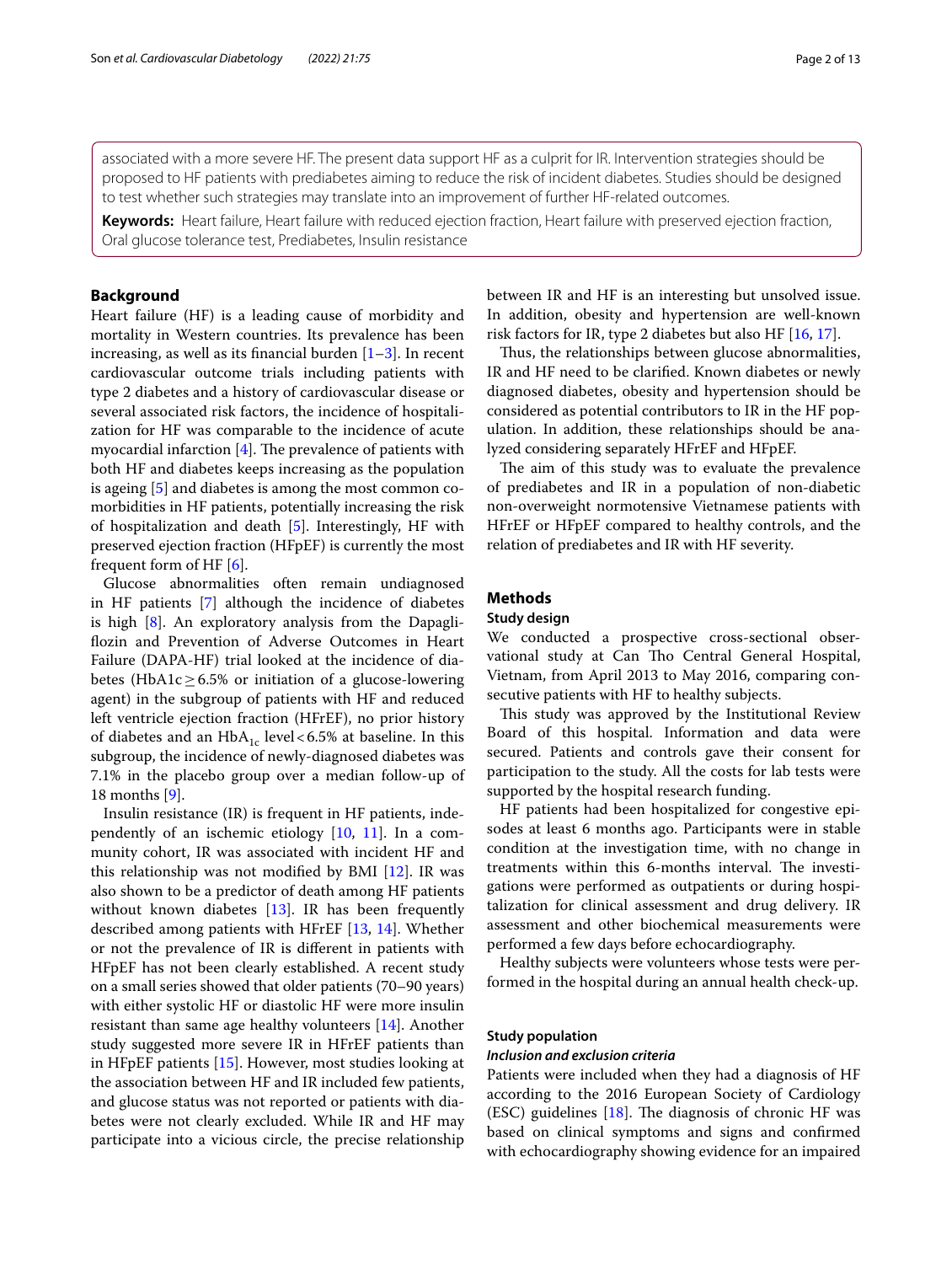associated with a more severe HF. The present data support HF as a culprit for IR. Intervention strategies should be proposed to HF patients with prediabetes aiming to reduce the risk of incident diabetes. Studies should be designed to test whether such strategies may translate into an improvement of further HF-related outcomes.

**Keywords:** Heart failure, Heart failure with reduced ejection fraction, Heart failure with preserved ejection fraction, Oral glucose tolerance test, Prediabetes, Insulin resistance

## Background

Heart failure (HF) is a leading cause of morbidity and mortality in Western countries. Its prevalence has been increasing, as well as its financial burden [1–3]. In recent cardiovascular outcome trials including patients with type 2 diabetes and a history of cardiovascular disease or several associated risk factors, the incidence of hospitalization for HF was comparable to the incidence of acute myocardial infarction [4]. The prevalence of patients with both HF and diabetes keeps increasing as the population is ageing [5] and diabetes is among the most common co-morbidities in HF patients, potentially increasing the risk of hospitalization and death [5]. Interestingly, HF with preserved ejection fraction (HFpEF) is currently the most frequent form of HF [6].

Glucose abnormalities often remain undiagnosed in HF patients [7] although the incidence of diabetes is high [8]. An exploratory analysis from the Dapagliflozin and Prevention of Adverse Outcomes in Heart Failure (DAPA-HF) trial looked at the incidence of diabetes (HbA1c ≥ 6.5% or initiation of a glucose-lowering agent) in the subgroup of patients with HF and reduced left ventricle ejection fraction (HFrEF), no prior history of diabetes and an $HbA_{1c}$ level < 6.5% at baseline. In this subgroup, the incidence of newly-diagnosed diabetes was 7.1% in the placebo group over a median follow-up of 18 months [9].

Insulin resistance (IR) is frequent in HF patients, independently of an ischemic etiology [10, 11]. In a community cohort, IR was associated with incident HF and this relationship was not modified by BMI [12]. IR was also shown to be a predictor of death among HF patients without known diabetes [13]. IR has been frequently described among patients with HFrEF [13, 14]. Whether or not the prevalence of IR is different in patients with HFpEF has not been clearly established. A recent study on a small series showed that older patients (70–90 years) with either systolic HF or diastolic HF were more insulin resistant than same age healthy volunteers [14]. Another study suggested more severe IR in HFrEF patients than in HFpEF patients [15]. However, most studies looking at the association between HF and IR included few patients, and glucose status was not reported or patients with diabetes were not clearly excluded. While IR and HF may participate into a vicious circle, the precise relationship between IR and HF is an interesting but unsolved issue. In addition, obesity and hypertension are well-known risk factors for IR, type 2 diabetes but also HF [16, 17].

Thus, the relationships between glucose abnormalities, IR and HF need to be clarified. Known diabetes or newly diagnosed diabetes, obesity and hypertension should be considered as potential contributors to IR in the HF population. In addition, these relationships should be analyzed considering separately HFrEF and HFpEF.

The aim of this study was to evaluate the prevalence of prediabetes and IR in a population of non-diabetic non-overweight normotensive Vietnamese patients with HFrEF or HFpEF compared to healthy controls, and the relation of prediabetes and IR with HF severity.

## Methods

### Study design

We conducted a prospective cross-sectional observational study at Can Tho Central General Hospital, Vietnam, from April 2013 to May 2016, comparing consecutive patients with HF to healthy subjects.

This study was approved by the Institutional Review Board of this hospital. Information and data were secured. Patients and controls gave their consent for participation to the study. All the costs for lab tests were supported by the hospital research funding.

HF patients had been hospitalized for congestive episodes at least 6 months ago. Participants were in stable condition at the investigation time, with no change in treatments within this 6-months interval. The investigations were performed as outpatients or during hospitalization for clinical assessment and drug delivery. IR assessment and other biochemical measurements were performed a few days before echocardiography.

Healthy subjects were volunteers whose tests were performed in the hospital during an annual health check-up.

### Study population

#### *Inclusion and exclusion criteria*

Patients were included when they had a diagnosis of HF according to the 2016 European Society of Cardiology (ESC) guidelines [18]. The diagnosis of chronic HF was based on clinical symptoms and signs and confirmed with echocardiography showing evidence for an impaired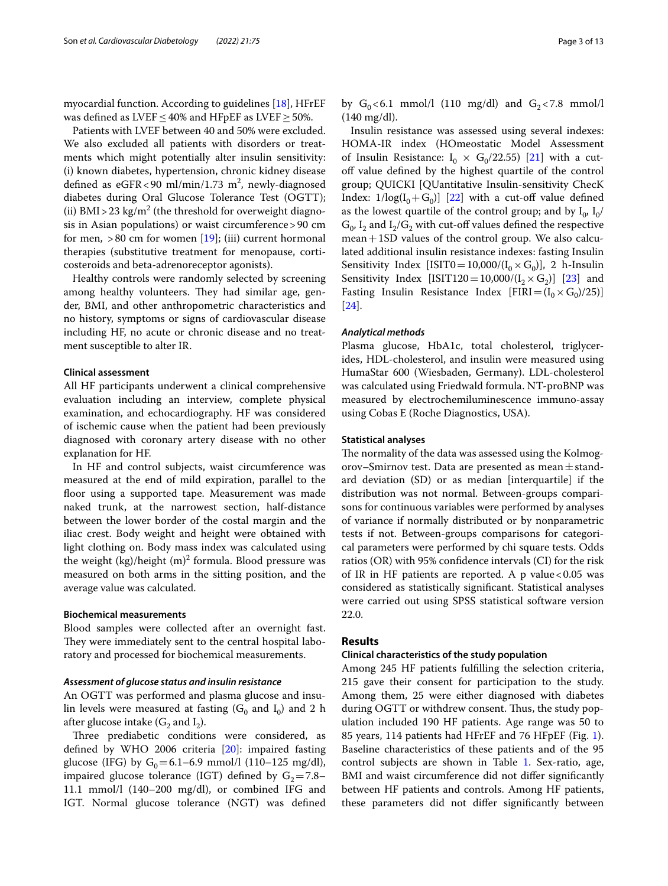myocardial function. According to guidelines [18], HFrEF was defined as LVEF ≤ 40% and HFpEF as LVEF ≥ 50%.

Patients with LVEF between 40 and 50% were excluded. We also excluded all patients with disorders or treatments which might potentially alter insulin sensitivity: (i) known diabetes, hypertension, chronic kidney disease defined as eGFR < 90 ml/min/1.73 $m^2$, newly-diagnosed diabetes during Oral Glucose Tolerance Test (OGTT); (ii) BMI > 23 kg/$m^2$ (the threshold for overweight diagnosis in Asian populations) or waist circumference > 90 cm for men, > 80 cm for women [19]; (iii) current hormonal therapies (substitutive treatment for menopause, corticosteroids and beta-adrenoreceptor agonists).

Healthy controls were randomly selected by screening among healthy volunteers. They had similar age, gender, BMI, and other anthropometric characteristics and no history, symptoms or signs of cardiovascular disease including HF, no acute or chronic disease and no treatment susceptible to alter IR.

#### Clinical assessment

All HF participants underwent a clinical comprehensive evaluation including an interview, complete physical examination, and echocardiography. HF was considered of ischemic cause when the patient had been previously diagnosed with coronary artery disease with no other explanation for HF.

In HF and control subjects, waist circumference was measured at the end of mild expiration, parallel to the floor using a supported tape. Measurement was made naked trunk, at the narrowest section, half-distance between the lower border of the costal margin and the iliac crest. Body weight and height were obtained with light clothing on. Body mass index was calculated using the weight (kg)/height $(m)^2$ formula. Blood pressure was measured on both arms in the sitting position, and the average value was calculated.

#### Biochemical measurements

Blood samples were collected after an overnight fast. They were immediately sent to the central hospital laboratory and processed for biochemical measurements.

##### *Assessment of glucose status and insulin resistance*

An OGTT was performed and plasma glucose and insulin levels were measured at fasting ($G_0$ and $I_0$) and 2 h after glucose intake ($G_2$ and $I_2$).

Three prediabetic conditions were considered, as defined by WHO 2006 criteria [20]: impaired fasting glucose (IFG) by $G_0$ = 6.1–6.9 mmol/l (110–125 mg/dl), impaired glucose tolerance (IGT) defined by $G_2$ = 7.8–11.1 mmol/l (140–200 mg/dl), or combined IFG and IGT. Normal glucose tolerance (NGT) was defined by $G_0$ < 6.1 mmol/l (110 mg/dl) and $G_2$ < 7.8 mmol/l (140 mg/dl).

Insulin resistance was assessed using several indexes: HOMA-IR index (HOmeostatic Model Assessment of Insulin Resistance: $I_0 \times G_0/22.55$) [21] with a cut-off value defined by the highest quartile of the control group; QUICKI [QUantitative Insulin-sensitivity ChecK Index: $1/\log(I_0 + G_0)$] [22] with a cut-off value defined as the lowest quartile of the control group; and by $I_0$, $I_0/G_0$, $I_2$ and $I_2/G_2$ with cut-off values defined the respective mean + 1SD values of the control group. We also calculated additional insulin resistance indexes: fasting Insulin Sensitivity Index [$ISIT0 = 10{,}000/(I_0 \times G_0)$], 2 h-Insulin Sensitivity Index [$ISIT120 = 10{,}000/(I_2 \times G_2)$] [23] and Fasting Insulin Resistance Index [$FIRI = (I_0 \times G_0)/25$] [24].

##### *Analytical methods*

Plasma glucose, HbA1c, total cholesterol, triglycerides, HDL-cholesterol, and insulin were measured using HumaStar 600 (Wiesbaden, Germany). LDL-cholesterol was calculated using Friedwald formula. NT-proBNP was measured by electrochemiluminescence immuno-assay using Cobas E (Roche Diagnostics, USA).

#### Statistical analyses

The normality of the data was assessed using the Kolmogorov–Smirnov test. Data are presented as mean ± standard deviation (SD) or as median [interquartile] if the distribution was not normal. Between-groups comparisons for continuous variables were performed by analyses of variance if normally distributed or by nonparametric tests if not. Between-groups comparisons for categorical parameters were performed by chi square tests. Odds ratios (OR) with 95% confidence intervals (CI) for the risk of IR in HF patients are reported. A p value < 0.05 was considered as statistically significant. Statistical analyses were carried out using SPSS statistical software version 22.0.

## Results

#### Clinical characteristics of the study population

Among 245 HF patients fulfilling the selection criteria, 215 gave their consent for participation to the study. Among them, 25 were either diagnosed with diabetes during OGTT or withdrew consent. Thus, the study population included 190 HF patients. Age range was 50 to 85 years, 114 patients had HFrEF and 76 HFpEF (Fig. 1). Baseline characteristics of these patients and of the 95 control subjects are shown in Table 1. Sex-ratio, age, BMI and waist circumference did not differ significantly between HF patients and controls. Among HF patients, these parameters did not differ significantly between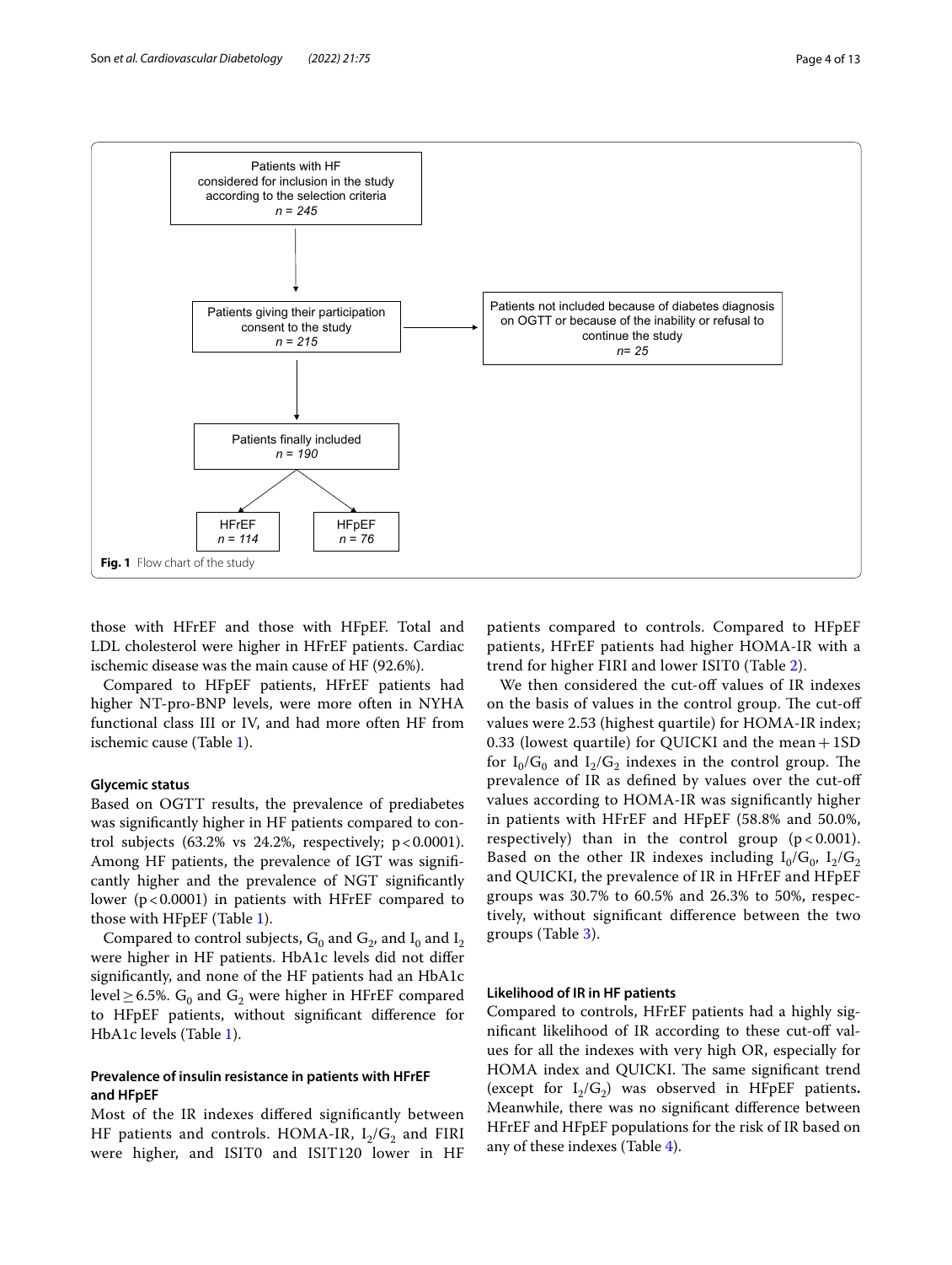Patients with HF considered for inclusion in the study according to the selection criteria
*n = 245*

Patients giving their participation consent to the study
*n = 215*

Patients not included because of diabetes diagnosis on OGTT or because of the inability or refusal to continue the study
*n= 25*

Patients finally included
*n = 190*

HFrEF
*n = 114*

HFpEF
*n = 76*

**Fig. 1** Flow chart of the study

those with HFrEF and those with HFpEF. Total and LDL cholesterol were higher in HFrEF patients. Cardiac ischemic disease was the main cause of HF (92.6%).

Compared to HFpEF patients, HFrEF patients had higher NT-pro-BNP levels, were more often in NYHA functional class III or IV, and had more often HF from ischemic cause (Table 1).

#### Glycemic status

Based on OGTT results, the prevalence of prediabetes was significantly higher in HF patients compared to control subjects (63.2% vs 24.2%, respectively; $p < 0.0001$). Among HF patients, the prevalence of IGT was significantly higher and the prevalence of NGT significantly lower ($p < 0.0001$) in patients with HFrEF compared to those with HFpEF (Table 1).

Compared to control subjects, $G_0$ and $G_2$, and $I_0$ and $I_2$ were higher in HF patients. HbA1c levels did not differ significantly, and none of the HF patients had an HbA1c level ≥ 6.5%. $G_0$ and $G_2$ were higher in HFrEF compared to HFpEF patients, without significant difference for HbA1c levels (Table 1).

#### Prevalence of insulin resistance in patients with HFrEF and HFpEF

Most of the IR indexes differed significantly between HF patients and controls. HOMA-IR, $I_2/G_2$ and FIRI were higher, and ISIT0 and ISIT120 lower in HF patients compared to controls. Compared to HFpEF patients, HFrEF patients had higher HOMA-IR with a trend for higher FIRI and lower ISIT0 (Table 2).

We then considered the cut-off values of IR indexes on the basis of values in the control group. The cut-off values were 2.53 (highest quartile) for HOMA-IR index; 0.33 (lowest quartile) for QUICKI and the mean + 1SD for $I_0/G_0$ and $I_2/G_2$ indexes in the control group. The prevalence of IR as defined by values over the cut-off values according to HOMA-IR was significantly higher in patients with HFrEF and HFpEF (58.8% and 50.0%, respectively) than in the control group ($p < 0.001$). Based on the other IR indexes including $I_0/G_0$, $I_2/G_2$ and QUICKI, the prevalence of IR in HFrEF and HFpEF groups was 30.7% to 60.5% and 26.3% to 50%, respectively, without significant difference between the two groups (Table 3).

#### Likelihood of IR in HF patients

Compared to controls, HFrEF patients had a highly significant likelihood of IR according to these cut-off values for all the indexes with very high OR, especially for HOMA index and QUICKI. The same significant trend (except for $I_2/G_2$) was observed in HFpEF patients**.** Meanwhile, there was no significant difference between HFrEF and HFpEF populations for the risk of IR based on any of these indexes (Table 4).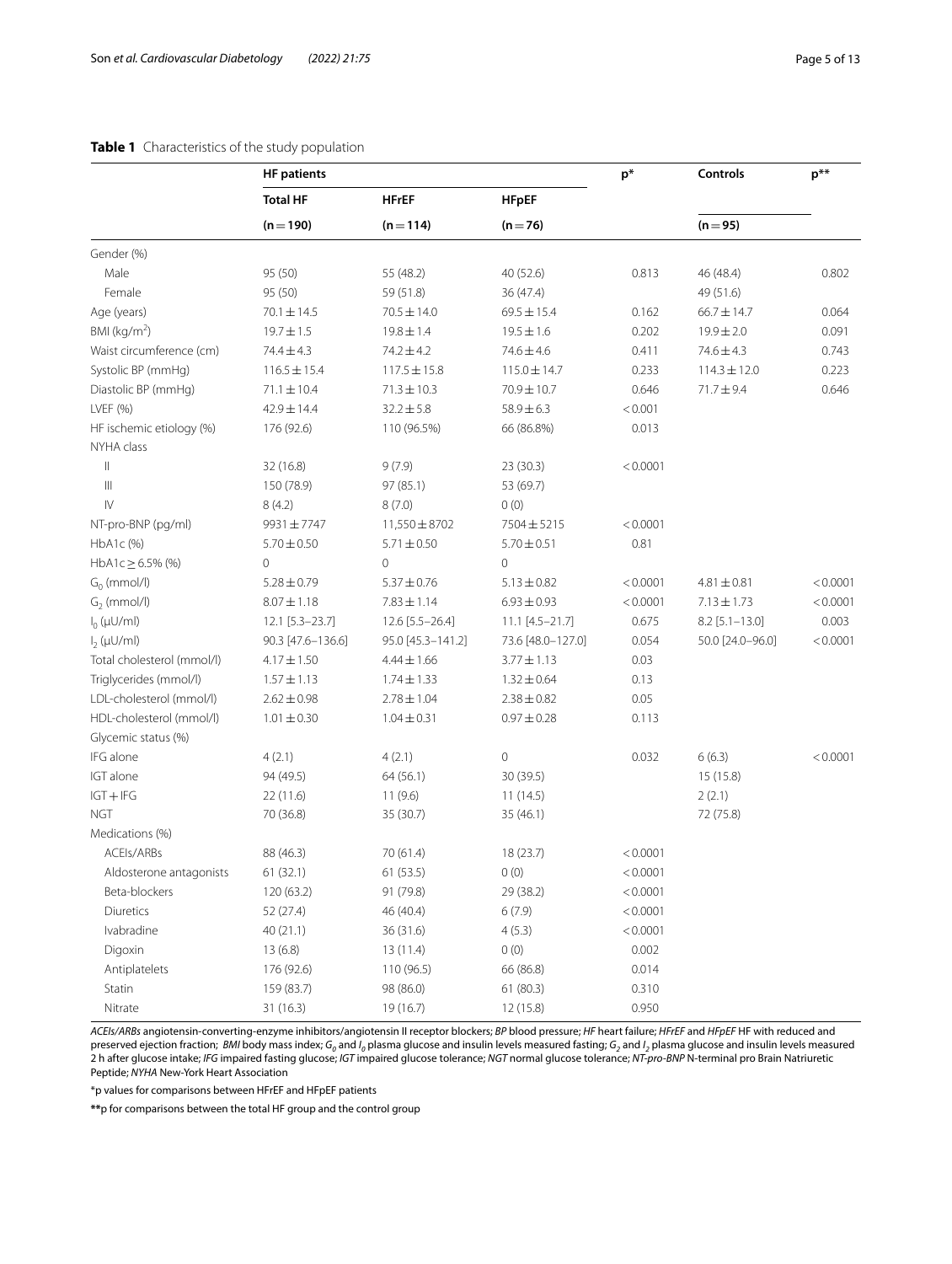**Table 1** Characteristics of the study population

| | HF patients | | | $p^{*}$ | Controls | $p^{**}$ |
|---|---|---|---|---|---|---|
| | Total HF | HFrEF | HFpEF | | | |
| | (n = 190) | (n = 114) | (n = 76) | | (n = 95) | |
| Gender (%) | | | | | | |
| Male | 95 (50) | 55 (48.2) | 40 (52.6) | 0.813 | 46 (48.4) | 0.802 |
| Female | 95 (50) | 59 (51.8) | 36 (47.4) | | 49 (51.6) | |
| Age (years) | 70.1 ± 14.5 | 70.5 ± 14.0 | 69.5 ± 15.4 | 0.162 | 66.7 ± 14.7 | 0.064 |
| BMI (kg/m$^2$) | 19.7 ± 1.5 | 19.8 ± 1.4 | 19.5 ± 1.6 | 0.202 | 19.9 ± 2.0 | 0.091 |
| Waist circumference (cm) | 74.4 ± 4.3 | 74.2 ± 4.2 | 74.6 ± 4.6 | 0.411 | 74.6 ± 4.3 | 0.743 |
| Systolic BP (mmHg) | 116.5 ± 15.4 | 117.5 ± 15.8 | 115.0 ± 14.7 | 0.233 | 114.3 ± 12.0 | 0.223 |
| Diastolic BP (mmHg) | 71.1 ± 10.4 | 71.3 ± 10.3 | 70.9 ± 10.7 | 0.646 | 71.7 ± 9.4 | 0.646 |
| LVEF (%) | 42.9 ± 14.4 | 32.2 ± 5.8 | 58.9 ± 6.3 | < 0.001 | | |
| HF ischemic etiology (%) | 176 (92.6) | 110 (96.5%) | 66 (86.8%) | 0.013 | | |
| NYHA class | | | | | | |
| II | 32 (16.8) | 9 (7.9) | 23 (30.3) | < 0.0001 | | |
| III | 150 (78.9) | 97 (85.1) | 53 (69.7) | | | |
| IV | 8 (4.2) | 8 (7.0) | 0 (0) | | | |
| NT-pro-BNP (pg/ml) | 9931 ± 7747 | 11,550 ± 8702 | 7504 ± 5215 | < 0.0001 | | |
| HbA1c (%) | 5.70 ± 0.50 | 5.71 ± 0.50 | 5.70 ± 0.51 | 0.81 | | |
| HbA1c ≥ 6.5% (%) | 0 | 0 | 0 | | | |
| $G_0$ (mmol/l) | 5.28 ± 0.79 | 5.37 ± 0.76 | 5.13 ± 0.82 | < 0.0001 | 4.81 ± 0.81 | < 0.0001 |
| $G_2$ (mmol/l) | 8.07 ± 1.18 | 7.83 ± 1.14 | 6.93 ± 0.93 | < 0.0001 | 7.13 ± 1.73 | < 0.0001 |
| $I_0$ (µU/ml) | 12.1 [5.3–23.7] | 12.6 [5.5–26.4] | 11.1 [4.5–21.7] | 0.675 | 8.2 [5.1–13.0] | 0.003 |
| $I_2$ (µU/ml) | 90.3 [47.6–136.6] | 95.0 [45.3–141.2] | 73.6 [48.0–127.0] | 0.054 | 50.0 [24.0–96.0] | < 0.0001 |
| Total cholesterol (mmol/l) | 4.17 ± 1.50 | 4.44 ± 1.66 | 3.77 ± 1.13 | 0.03 | | |
| Triglycerides (mmol/l) | 1.57 ± 1.13 | 1.74 ± 1.33 | 1.32 ± 0.64 | 0.13 | | |
| LDL-cholesterol (mmol/l) | 2.62 ± 0.98 | 2.78 ± 1.04 | 2.38 ± 0.82 | 0.05 | | |
| HDL-cholesterol (mmol/l) | 1.01 ± 0.30 | 1.04 ± 0.31 | 0.97 ± 0.28 | 0.113 | | |
| Glycemic status (%) | | | | | | |
| IFG alone | 4 (2.1) | 4 (2.1) | 0 | 0.032 | 6 (6.3) | < 0.0001 |
| IGT alone | 94 (49.5) | 64 (56.1) | 30 (39.5) | | 15 (15.8) | |
| IGT + IFG | 22 (11.6) | 11 (9.6) | 11 (14.5) | | 2 (2.1) | |
| NGT | 70 (36.8) | 35 (30.7) | 35 (46.1) | | 72 (75.8) | |
| Medications (%) | | | | | | |
| ACEIs/ARBs | 88 (46.3) | 70 (61.4) | 18 (23.7) | < 0.0001 | | |
| Aldosterone antagonists | 61 (32.1) | 61 (53.5) | 0 (0) | < 0.0001 | | |
| Beta-blockers | 120 (63.2) | 91 (79.8) | 29 (38.2) | < 0.0001 | | |
| Diuretics | 52 (27.4) | 46 (40.4) | 6 (7.9) | < 0.0001 | | |
| Ivabradine | 40 (21.1) | 36 (31.6) | 4 (5.3) | < 0.0001 | | |
| Digoxin | 13 (6.8) | 13 (11.4) | 0 (0) | 0.002 | | |
| Antiplatelets | 176 (92.6) | 110 (96.5) | 66 (86.8) | 0.014 | | |
| Statin | 159 (83.7) | 98 (86.0) | 61 (80.3) | 0.310 | | |
| Nitrate | 31 (16.3) | 19 (16.7) | 12 (15.8) | 0.950 | | |

*ACEIs/ARBs* angiotensin-converting-enzyme inhibitors/angiotensin II receptor blockers; *BP* blood pressure; *HF* heart failure; *HFrEF* and *HFpEF* HF with reduced and preserved ejection fraction; *BMI* body mass index; $G_0$ and $I_0$ plasma glucose and insulin levels measured fasting; $G_2$ and $I_2$ plasma glucose and insulin levels measured 2 h after glucose intake; *IFG* impaired fasting glucose; *IGT* impaired glucose tolerance; *NGT* normal glucose tolerance; *NT-pro-BNP* N-terminal pro Brain Natriuretic Peptide; *NYHA* New-York Heart Association

*p values for comparisons between HFrEF and HFpEF patients

**p for comparisons between the total HF group and the control group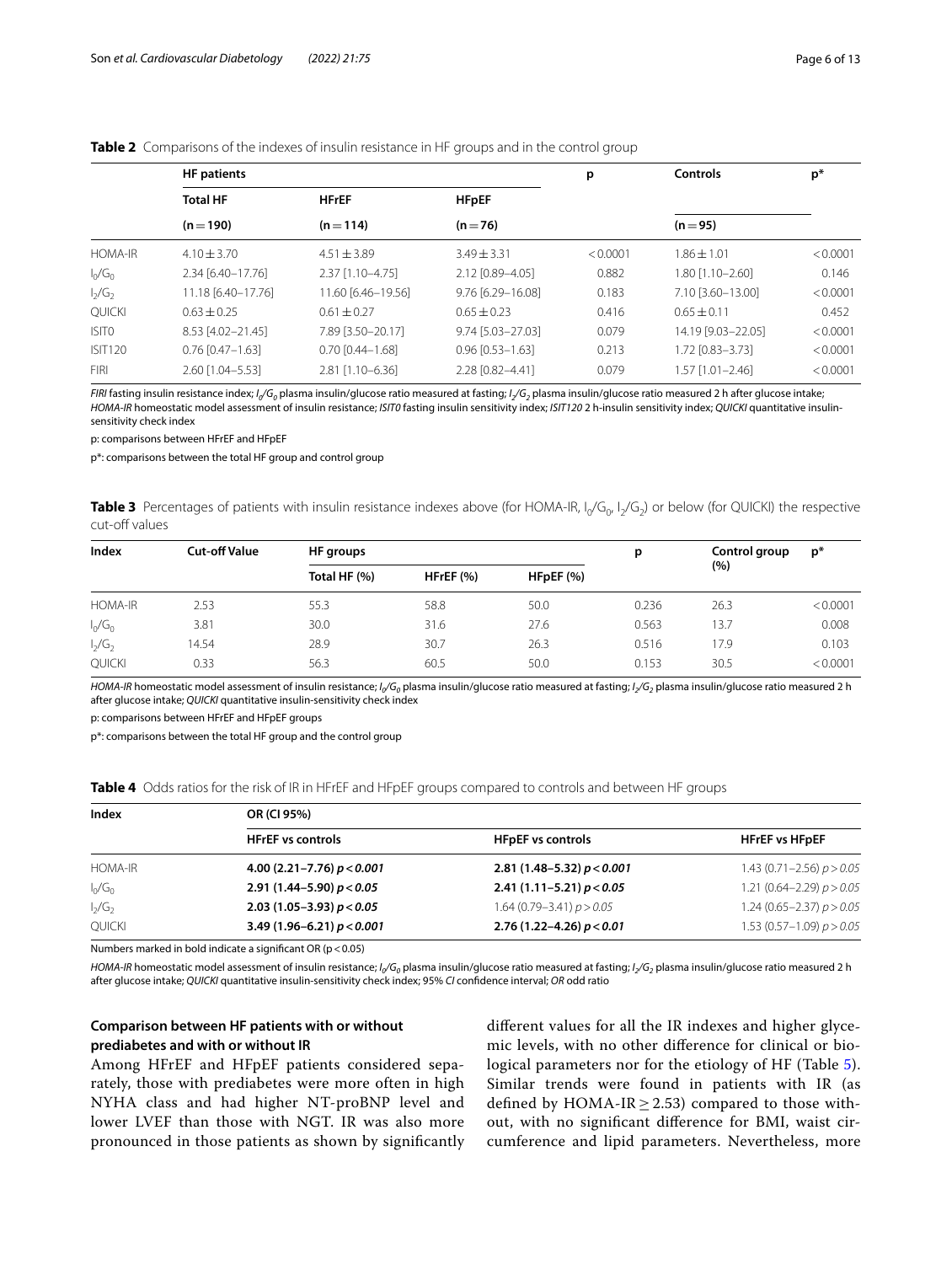**Table 2** Comparisons of the indexes of insulin resistance in HF groups and in the control group

| | HF patients | | | p | Controls | p* |
|---|---|---|---|---|---|---|
| | Total HF | HFrEF | HFpEF | | | |
| | (n = 190) | (n = 114) | (n = 76) | | (n = 95) | |
| HOMA-IR | 4.10 ± 3.70 | 4.51 ± 3.89 | 3.49 ± 3.31 | < 0.0001 | 1.86 ± 1.01 | < 0.0001 |
| $I_0/G_0$ | 2.34 [6.40–17.76] | 2.37 [1.10–4.75] | 2.12 [0.89–4.05] | 0.882 | 1.80 [1.10–2.60] | 0.146 |
| $I_2/G_2$ | 11.18 [6.40–17.76] | 11.60 [6.46–19.56] | 9.76 [6.29–16.08] | 0.183 | 7.10 [3.60–13.00] | < 0.0001 |
| QUICKI | 0.63 ± 0.25 | 0.61 ± 0.27 | 0.65 ± 0.23 | 0.416 | 0.65 ± 0.11 | 0.452 |
| ISIT0 | 8.53 [4.02–21.45] | 7.89 [3.50–20.17] | 9.74 [5.03–27.03] | 0.079 | 14.19 [9.03–22.05] | < 0.0001 |
| ISIT120 | 0.76 [0.47–1.63] | 0.70 [0.44–1.68] | 0.96 [0.53–1.63] | 0.213 | 1.72 [0.83–3.73] | < 0.0001 |
| FIRI | 2.60 [1.04–5.53] | 2.81 [1.10–6.36] | 2.28 [0.82–4.41] | 0.079 | 1.57 [1.01–2.46] | < 0.0001 |

*FIRI* fasting insulin resistance index; *$I_0/G_0$* plasma insulin/glucose ratio measured at fasting; *$I_2/G_2$* plasma insulin/glucose ratio measured 2 h after glucose intake; *HOMA-IR* homeostatic model assessment of insulin resistance; *ISIT0* fasting insulin sensitivity index; *ISIT120* 2 h-insulin sensitivity index; *QUICKI* quantitative insulin-sensitivity check index

p: comparisons between HFrEF and HFpEF

p*: comparisons between the total HF group and control group

**Table 3** Percentages of patients with insulin resistance indexes above (for HOMA-IR, $I_0/G_0$, $I_2/G_2$) or below (for QUICKI) the respective cut-off values

| Index | Cut-off Value | HF groups | | | p | Control group (%) | p* |
|---|---|---|---|---|---|---|---|
| | | Total HF (%) | HFrEF (%) | HFpEF (%) | | | |
| HOMA-IR | 2.53 | 55.3 | 58.8 | 50.0 | 0.236 | 26.3 | < 0.0001 |
| $I_0/G_0$ | 3.81 | 30.0 | 31.6 | 27.6 | 0.563 | 13.7 | 0.008 |
| $I_2/G_2$ | 14.54 | 28.9 | 30.7 | 26.3 | 0.516 | 17.9 | 0.103 |
| QUICKI | 0.33 | 56.3 | 60.5 | 50.0 | 0.153 | 30.5 | < 0.0001 |

*HOMA-IR* homeostatic model assessment of insulin resistance; *$I_0/G_0$* plasma insulin/glucose ratio measured at fasting; *$I_2/G_2$* plasma insulin/glucose ratio measured 2 h after glucose intake; *QUICKI* quantitative insulin-sensitivity check index

p: comparisons between HFrEF and HFpEF groups

p*: comparisons between the total HF group and the control group

**Table 4** Odds ratios for the risk of IR in HFrEF and HFpEF groups compared to controls and between HF groups

| Index | OR (CI 95%) | | |
|---|---|---|---|
| | HFrEF vs controls | HFpEF vs controls | HFrEF vs HFpEF |
| HOMA-IR | **4.00 (2.21–7.76) $p < 0.001$** | **2.81 (1.48–5.32) $p < 0.001$** | 1.43 (0.71–2.56) $p > 0.05$ |
| $I_0/G_0$ | **2.91 (1.44–5.90) $p < 0.05$** | **2.41 (1.11–5.21) $p < 0.05$** | 1.21 (0.64–2.29) $p > 0.05$ |
| $I_2/G_2$ | **2.03 (1.05–3.93) $p < 0.05$** | 1.64 (0.79–3.41) $p > 0.05$ | 1.24 (0.65–2.37) $p > 0.05$ |
| QUICKI | **3.49 (1.96–6.21) $p < 0.001$** | **2.76 (1.22–4.26) $p < 0.01$** | 1.53 (0.57–1.09) $p > 0.05$ |

Numbers marked in bold indicate a significant OR ($p < 0.05$)

*HOMA-IR* homeostatic model assessment of insulin resistance; *$I_0/G_0$* plasma insulin/glucose ratio measured at fasting; *$I_2/G_2$* plasma insulin/glucose ratio measured 2 h after glucose intake; *QUICKI* quantitative insulin-sensitivity check index; 95% *CI* confidence interval; *OR* odd ratio

### Comparison between HF patients with or without prediabetes and with or without IR

Among HFrEF and HFpEF patients considered separately, those with prediabetes were more often in high NYHA class and had higher NT-proBNP level and lower LVEF than those with NGT. IR was also more pronounced in those patients as shown by significantly different values for all the IR indexes and higher glycemic levels, with no other difference for clinical or biological parameters nor for the etiology of HF (Table 5). Similar trends were found in patients with IR (as defined by HOMA-IR ≥ 2.53) compared to those without, with no significant difference for BMI, waist circumference and lipid parameters. Nevertheless, more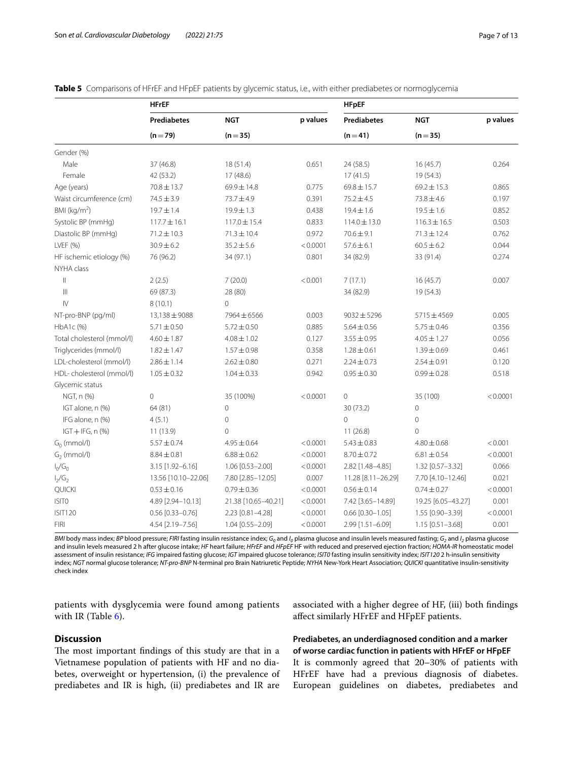**Table 5** Comparisons of HFrEF and HFpEF patients by glycemic status, i.e., with either prediabetes or normoglycemia

| | HFrEF | | | HFpEF | | |
|---|---|---|---|---|---|---|
| | Prediabetes | NGT | p values | Prediabetes | NGT | p values |
| | (n = 79) | (n = 35) | | (n = 41) | (n = 35) | |
| Gender (%) | | | | | | |
| Male | 37 (46.8) | 18 (51.4) | 0.651 | 24 (58.5) | 16 (45.7) | 0.264 |
| Female | 42 (53.2) | 17 (48.6) | | 17 (41.5) | 19 (54.3) | |
| Age (years) | 70.8 ± 13.7 | 69.9 ± 14.8 | 0.775 | 69.8 ± 15.7 | 69.2 ± 15.3 | 0.865 |
| Waist circumference (cm) | 74.5 ± 3.9 | 73.7 ± 4.9 | 0.391 | 75.2 ± 4.5 | 73.8 ± 4.6 | 0.197 |
| BMI (kg/m$^2$) | 19.7 ± 1.4 | 19.9 ± 1.3 | 0.438 | 19.4 ± 1.6 | 19.5 ± 1.6 | 0.852 |
| Systolic BP (mmHg) | 117.7 ± 16.1 | 117.0 ± 15.4 | 0.833 | 114.0 ± 13.0 | 116.3 ± 16.5 | 0.503 |
| Diastolic BP (mmHg) | 71.2 ± 10.3 | 71.3 ± 10.4 | 0.972 | 70.6 ± 9.1 | 71.3 ± 12.4 | 0.762 |
| LVEF (%) | 30.9 ± 6.2 | 35.2 ± 5.6 | < 0.0001 | 57.6 ± 6.1 | 60.5 ± 6.2 | 0.044 |
| HF ischemic etiology (%) | 76 (96.2) | 34 (97.1) | 0.801 | 34 (82.9) | 33 (91.4) | 0.274 |
| NYHA class | | | | | | |
| II | 2 (2.5) | 7 (20.0) | < 0.001 | 7 (17.1) | 16 (45.7) | 0.007 |
| III | 69 (87.3) | 28 (80) | | 34 (82.9) | 19 (54.3) | |
| IV | 8 (10.1) | 0 | | | | |
| NT-pro-BNP (pg/ml) | 13,138 ± 9088 | 7964 ± 6566 | 0.003 | 9032 ± 5296 | 5715 ± 4569 | 0.005 |
| HbA1c (%) | 5.71 ± 0.50 | 5.72 ± 0.50 | 0.885 | 5.64 ± 0.56 | 5.75 ± 0.46 | 0.356 |
| Total cholesterol (mmol/l) | 4.60 ± 1.87 | 4.08 ± 1.02 | 0.127 | 3.55 ± 0.95 | 4.05 ± 1.27 | 0.056 |
| Triglycerides (mmol/l) | 1.82 ± 1.47 | 1.57 ± 0.98 | 0.358 | 1.28 ± 0.61 | 1.39 ± 0.69 | 0.461 |
| LDL-cholesterol (mmol/l) | 2.86 ± 1.14 | 2.62 ± 0.80 | 0.271 | 2.24 ± 0.73 | 2.54 ± 0.91 | 0.120 |
| HDL- cholesterol (mmol/l) | 1.05 ± 0.32 | 1.04 ± 0.33 | 0.942 | 0.95 ± 0.30 | 0.99 ± 0.28 | 0.518 |
| Glycemic status | | | | | | |
| NGT, n (%) | 0 | 35 (100%) | < 0.0001 | 0 | 35 (100) | < 0.0001 |
| IGT alone, n (%) | 64 (81) | 0 | | 30 (73.2) | 0 | |
| IFG alone, n (%) | 4 (5.1) | 0 | | 0 | 0 | |
| IGT + IFG, n (%) | 11 (13.9) | 0 | | 11 (26.8) | 0 | |
| $G_0$ (mmol/l) | 5.57 ± 0.74 | 4.95 ± 0.64 | < 0.0001 | 5.43 ± 0.83 | 4.80 ± 0.68 | < 0.001 |
| $G_2$ (mmol/l) | 8.84 ± 0.81 | 6.88 ± 0.62 | < 0.0001 | 8.70 ± 0.72 | 6.81 ± 0.54 | < 0.0001 |
| $I_0/G_0$ | 3.15 [1.92–6.16] | 1.06 [0.53–2.00] | < 0.0001 | 2.82 [1.48–4.85] | 1.32 [0.57–3.32] | 0.066 |
| $I_2/G_2$ | 13.56 [10.10–22.06] | 7.80 [2.85–12.05] | 0.007 | 11.28 [8.11–26.29] | 7.70 [4.10–12.46] | 0.021 |
| QUICKI | 0.53 ± 0.16 | 0.79 ± 0.36 | < 0.0001 | 0.56 ± 0.14 | 0.74 ± 0.27 | < 0.0001 |
| ISIT0 | 4.89 [2.94–10.13] | 21.38 [10.65–40.21] | < 0.0001 | 7.42 [3.65–14.89] | 19.25 [6.05–43.27] | 0.001 |
| ISIT120 | 0.56 [0.33–0.76] | 2.23 [0.81–4.28] | < 0.0001 | 0.66 [0.30–1.05] | 1.55 [0.90–3.39] | < 0.0001 |
| FIRI | 4.54 [2.19–7.56] | 1.04 [0.55–2.09] | < 0.0001 | 2.99 [1.51–6.09] | 1.15 [0.51–3.68] | 0.001 |

*BMI* body mass index; *BP* blood pressure; *FIRI* fasting insulin resistance index; $G_0$ and $I_0$ plasma glucose and insulin levels measured fasting; $G_2$ and $I_2$ plasma glucose and insulin levels measured 2 h after glucose intake; *HF* heart failure; *HFrEF* and *HFpEF* HF with reduced and preserved ejection fraction; *HOMA-IR* homeostatic model assessment of insulin resistance; *IFG* impaired fasting glucose; *IGT* impaired glucose tolerance; *ISIT0* fasting insulin sensitivity index; *ISIT120* 2 h-insulin sensitivity index; *NGT* normal glucose tolerance; *NT-pro-BNP* N-terminal pro Brain Natriuretic Peptide; *NYHA* New-York Heart Association; *QUICKI* quantitative insulin-sensitivity check index

patients with dysglycemia were found among patients with IR (Table 6).

## Discussion

The most important findings of this study are that in a Vietnamese population of patients with HF and no diabetes, overweight or hypertension, (i) the prevalence of prediabetes and IR is high, (ii) prediabetes and IR are associated with a higher degree of HF, (iii) both findings affect similarly HFrEF and HFpEF patients.

### Prediabetes, an underdiagnosed condition and a marker of worse cardiac function in patients with HFrEF or HFpEF

It is commonly agreed that 20–30% of patients with HFrEF have had a previous diagnosis of diabetes. European guidelines on diabetes, prediabetes and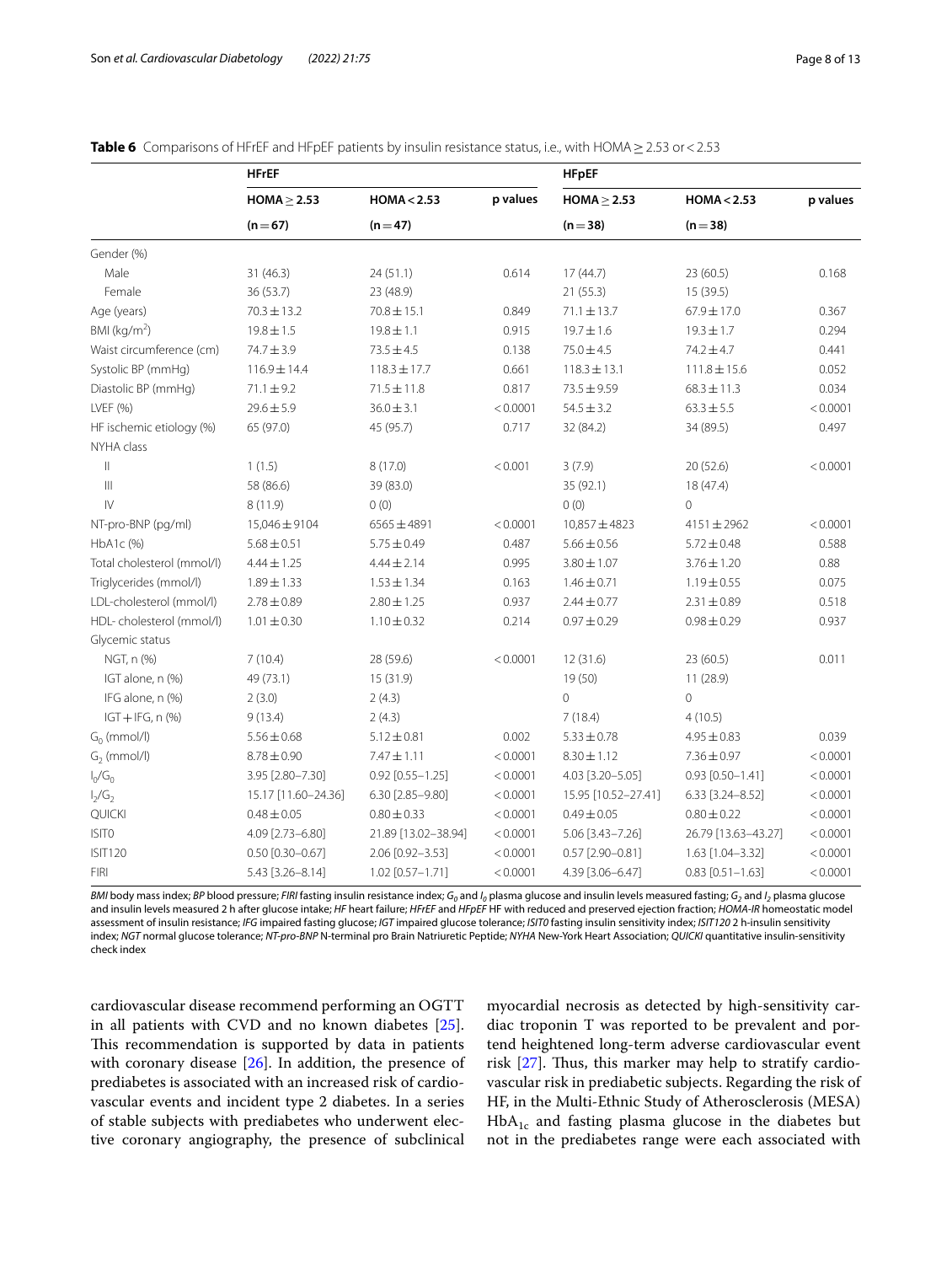**Table 6** Comparisons of HFrEF and HFpEF patients by insulin resistance status, i.e., with HOMA ≥ 2.53 or < 2.53

| | HFrEF | | | HFpEF | | |
|---|---|---|---|---|---|---|
| | HOMA ≥ 2.53 | HOMA < 2.53 | p values | HOMA ≥ 2.53 | HOMA < 2.53 | p values |
| | (n = 67) | (n = 47) | | (n = 38) | (n = 38) | |
| Gender (%) | | | | | | |
| Male | 31 (46.3) | 24 (51.1) | 0.614 | 17 (44.7) | 23 (60.5) | 0.168 |
| Female | 36 (53.7) | 23 (48.9) | | 21 (55.3) | 15 (39.5) | |
| Age (years) | 70.3 ± 13.2 | 70.8 ± 15.1 | 0.849 | 71.1 ± 13.7 | 67.9 ± 17.0 | 0.367 |
| BMI (kg/m$^2$) | 19.8 ± 1.5 | 19.8 ± 1.1 | 0.915 | 19.7 ± 1.6 | 19.3 ± 1.7 | 0.294 |
| Waist circumference (cm) | 74.7 ± 3.9 | 73.5 ± 4.5 | 0.138 | 75.0 ± 4.5 | 74.2 ± 4.7 | 0.441 |
| Systolic BP (mmHg) | 116.9 ± 14.4 | 118.3 ± 17.7 | 0.661 | 118.3 ± 13.1 | 111.8 ± 15.6 | 0.052 |
| Diastolic BP (mmHg) | 71.1 ± 9.2 | 71.5 ± 11.8 | 0.817 | 73.5 ± 9.59 | 68.3 ± 11.3 | 0.034 |
| LVEF (%) | 29.6 ± 5.9 | 36.0 ± 3.1 | < 0.0001 | 54.5 ± 3.2 | 63.3 ± 5.5 | < 0.0001 |
| HF ischemic etiology (%) | 65 (97.0) | 45 (95.7) | 0.717 | 32 (84.2) | 34 (89.5) | 0.497 |
| NYHA class | | | | | | |
| II | 1 (1.5) | 8 (17.0) | < 0.001 | 3 (7.9) | 20 (52.6) | < 0.0001 |
| III | 58 (86.6) | 39 (83.0) | | 35 (92.1) | 18 (47.4) | |
| IV | 8 (11.9) | 0 (0) | | 0 (0) | 0 | |
| NT-pro-BNP (pg/ml) | 15,046 ± 9104 | 6565 ± 4891 | < 0.0001 | 10,857 ± 4823 | 4151 ± 2962 | < 0.0001 |
| HbA1c (%) | 5.68 ± 0.51 | 5.75 ± 0.49 | 0.487 | 5.66 ± 0.56 | 5.72 ± 0.48 | 0.588 |
| Total cholesterol (mmol/l) | 4.44 ± 1.25 | 4.44 ± 2.14 | 0.995 | 3.80 ± 1.07 | 3.76 ± 1.20 | 0.88 |
| Triglycerides (mmol/l) | 1.89 ± 1.33 | 1.53 ± 1.34 | 0.163 | 1.46 ± 0.71 | 1.19 ± 0.55 | 0.075 |
| LDL-cholesterol (mmol/l) | 2.78 ± 0.89 | 2.80 ± 1.25 | 0.937 | 2.44 ± 0.77 | 2.31 ± 0.89 | 0.518 |
| HDL- cholesterol (mmol/l) | 1.01 ± 0.30 | 1.10 ± 0.32 | 0.214 | 0.97 ± 0.29 | 0.98 ± 0.29 | 0.937 |
| Glycemic status | | | | | | |
| NGT, n (%) | 7 (10.4) | 28 (59.6) | < 0.0001 | 12 (31.6) | 23 (60.5) | 0.011 |
| IGT alone, n (%) | 49 (73.1) | 15 (31.9) | | 19 (50) | 11 (28.9) | |
| IFG alone, n (%) | 2 (3.0) | 2 (4.3) | | 0 | 0 | |
| IGT + IFG, n (%) | 9 (13.4) | 2 (4.3) | | 7 (18.4) | 4 (10.5) | |
| $G_0$ (mmol/l) | 5.56 ± 0.68 | 5.12 ± 0.81 | 0.002 | 5.33 ± 0.78 | 4.95 ± 0.83 | 0.039 |
| $G_2$ (mmol/l) | 8.78 ± 0.90 | 7.47 ± 1.11 | < 0.0001 | 8.30 ± 1.12 | 7.36 ± 0.97 | < 0.0001 |
| $I_0/G_0$ | 3.95 [2.80–7.30] | 0.92 [0.55–1.25] | < 0.0001 | 4.03 [3.20–5.05] | 0.93 [0.50–1.41] | < 0.0001 |
| $I_2/G_2$ | 15.17 [11.60–24.36] | 6.30 [2.85–9.80] | < 0.0001 | 15.95 [10.52–27.41] | 6.33 [3.24–8.52] | < 0.0001 |
| QUICKI | 0.48 ± 0.05 | 0.80 ± 0.33 | < 0.0001 | 0.49 ± 0.05 | 0.80 ± 0.22 | < 0.0001 |
| ISIT0 | 4.09 [2.73–6.80] | 21.89 [13.02–38.94] | < 0.0001 | 5.06 [3.43–7.26] | 26.79 [13.63–43.27] | < 0.0001 |
| ISIT120 | 0.50 [0.30–0.67] | 2.06 [0.92–3.53] | < 0.0001 | 0.57 [2.90–0.81] | 1.63 [1.04–3.32] | < 0.0001 |
| FIRI | 5.43 [3.26–8.14] | 1.02 [0.57–1.71] | < 0.0001 | 4.39 [3.06–6.47] | 0.83 [0.51–1.63] | < 0.0001 |

*BMI* body mass index; *BP* blood pressure; *FIRI* fasting insulin resistance index; $G_0$ and $I_0$ plasma glucose and insulin levels measured fasting; $G_2$ and $I_2$ plasma glucose and insulin levels measured 2 h after glucose intake; *HF* heart failure; *HFrEF* and *HFpEF* HF with reduced and preserved ejection fraction; *HOMA-IR* homeostatic model assessment of insulin resistance; *IFG* impaired fasting glucose; *IGT* impaired glucose tolerance; *ISIT0* fasting insulin sensitivity index; *ISIT120* 2 h-insulin sensitivity index; *NGT* normal glucose tolerance; *NT-pro-BNP* N-terminal pro Brain Natriuretic Peptide; *NYHA* New-York Heart Association; *QUICKI* quantitative insulin-sensitivity check index

cardiovascular disease recommend performing an OGTT in all patients with CVD and no known diabetes [25]. This recommendation is supported by data in patients with coronary disease [26]. In addition, the presence of prediabetes is associated with an increased risk of cardiovascular events and incident type 2 diabetes. In a series of stable subjects with prediabetes who underwent elective coronary angiography, the presence of subclinical myocardial necrosis as detected by high-sensitivity cardiac troponin T was reported to be prevalent and portend heightened long-term adverse cardiovascular event risk [27]. Thus, this marker may help to stratify cardiovascular risk in prediabetic subjects. Regarding the risk of HF, in the Multi-Ethnic Study of Atherosclerosis (MESA) $HbA_{1c}$ and fasting plasma glucose in the diabetes but not in the prediabetes range were each associated with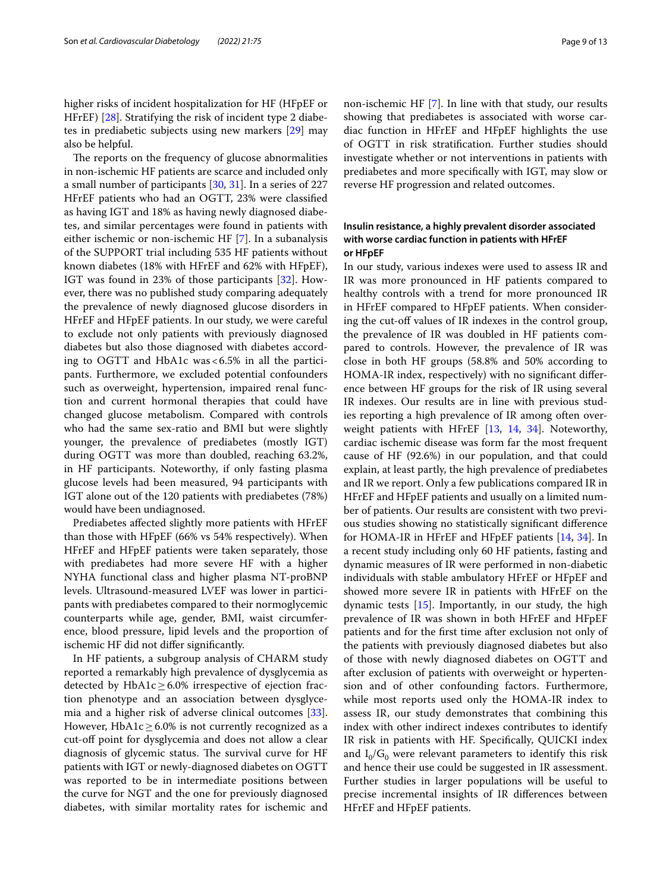higher risks of incident hospitalization for HF (HFpEF or HFrEF) [28]. Stratifying the risk of incident type 2 diabetes in prediabetic subjects using new markers [29] may also be helpful.

The reports on the frequency of glucose abnormalities in non-ischemic HF patients are scarce and included only a small number of participants [30, 31]. In a series of 227 HFrEF patients who had an OGTT, 23% were classified as having IGT and 18% as having newly diagnosed diabetes, and similar percentages were found in patients with either ischemic or non-ischemic HF [7]. In a subanalysis of the SUPPORT trial including 535 HF patients without known diabetes (18% with HFrEF and 62% with HFpEF), IGT was found in 23% of those participants [32]. However, there was no published study comparing adequately the prevalence of newly diagnosed glucose disorders in HFrEF and HFpEF patients. In our study, we were careful to exclude not only patients with previously diagnosed diabetes but also those diagnosed with diabetes according to OGTT and HbA1c was < 6.5% in all the participants. Furthermore, we excluded potential confounders such as overweight, hypertension, impaired renal function and current hormonal therapies that could have changed glucose metabolism. Compared with controls who had the same sex-ratio and BMI but were slightly younger, the prevalence of prediabetes (mostly IGT) during OGTT was more than doubled, reaching 63.2%, in HF participants. Noteworthy, if only fasting plasma glucose levels had been measured, 94 participants with IGT alone out of the 120 patients with prediabetes (78%) would have been undiagnosed.

Prediabetes affected slightly more patients with HFrEF than those with HFpEF (66% vs 54% respectively). When HFrEF and HFpEF patients were taken separately, those with prediabetes had more severe HF with a higher NYHA functional class and higher plasma NT-proBNP levels. Ultrasound-measured LVEF was lower in participants with prediabetes compared to their normoglycemic counterparts while age, gender, BMI, waist circumference, blood pressure, lipid levels and the proportion of ischemic HF did not differ significantly.

In HF patients, a subgroup analysis of CHARM study reported a remarkably high prevalence of dysglycemia as detected by HbA1c ≥ 6.0% irrespective of ejection fraction phenotype and an association between dysglycemia and a higher risk of adverse clinical outcomes [33]. However, HbA1c ≥ 6.0% is not currently recognized as a cut-off point for dysglycemia and does not allow a clear diagnosis of glycemic status. The survival curve for HF patients with IGT or newly-diagnosed diabetes on OGTT was reported to be in intermediate positions between the curve for NGT and the one for previously diagnosed diabetes, with similar mortality rates for ischemic and non-ischemic HF [7]. In line with that study, our results showing that prediabetes is associated with worse cardiac function in HFrEF and HFpEF highlights the use of OGTT in risk stratification. Further studies should investigate whether or not interventions in patients with prediabetes and more specifically with IGT, may slow or reverse HF progression and related outcomes.

### Insulin resistance, a highly prevalent disorder associated with worse cardiac function in patients with HFrEF or HFpEF

In our study, various indexes were used to assess IR and IR was more pronounced in HF patients compared to healthy controls with a trend for more pronounced IR in HFrEF compared to HFpEF patients. When considering the cut-off values of IR indexes in the control group, the prevalence of IR was doubled in HF patients compared to controls. However, the prevalence of IR was close in both HF groups (58.8% and 50% according to HOMA-IR index, respectively) with no significant difference between HF groups for the risk of IR using several IR indexes. Our results are in line with previous studies reporting a high prevalence of IR among often overweight patients with HFrEF [13, 14, 34]. Noteworthy, cardiac ischemic disease was form far the most frequent cause of HF (92.6%) in our population, and that could explain, at least partly, the high prevalence of prediabetes and IR we report. Only a few publications compared IR in HFrEF and HFpEF patients and usually on a limited number of patients. Our results are consistent with two previous studies showing no statistically significant difference for HOMA-IR in HFrEF and HFpEF patients [14, 34]. In a recent study including only 60 HF patients, fasting and dynamic measures of IR were performed in non-diabetic individuals with stable ambulatory HFrEF or HFpEF and showed more severe IR in patients with HFrEF on the dynamic tests [15]. Importantly, in our study, the high prevalence of IR was shown in both HFrEF and HFpEF patients and for the first time after exclusion not only of the patients with previously diagnosed diabetes but also of those with newly diagnosed diabetes on OGTT and after exclusion of patients with overweight or hypertension and of other confounding factors. Furthermore, while most reports used only the HOMA-IR index to assess IR, our study demonstrates that combining this index with other indirect indexes contributes to identify IR risk in patients with HF. Specifically, QUICKI index and $I_0/G_0$ were relevant parameters to identify this risk and hence their use could be suggested in IR assessment. Further studies in larger populations will be useful to precise incremental insights of IR differences between HFrEF and HFpEF patients.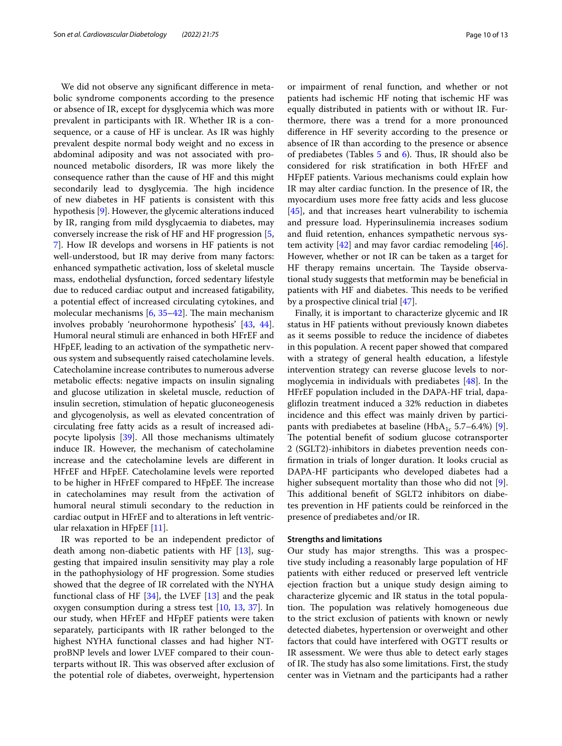We did not observe any significant difference in metabolic syndrome components according to the presence or absence of IR, except for dysglycemia which was more prevalent in participants with IR. Whether IR is a consequence, or a cause of HF is unclear. As IR was highly prevalent despite normal body weight and no excess in abdominal adiposity and was not associated with pronounced metabolic disorders, IR was more likely the consequence rather than the cause of HF and this might secondarily lead to dysglycemia. The high incidence of new diabetes in HF patients is consistent with this hypothesis [9]. However, the glycemic alterations induced by IR, ranging from mild dysglycaemia to diabetes, may conversely increase the risk of HF and HF progression [5, 7]. How IR develops and worsens in HF patients is not well-understood, but IR may derive from many factors: enhanced sympathetic activation, loss of skeletal muscle mass, endothelial dysfunction, forced sedentary lifestyle due to reduced cardiac output and increased fatigability, a potential effect of increased circulating cytokines, and molecular mechanisms [6, 35–42]. The main mechanism involves probably 'neurohormone hypothesis' [43, 44]. Humoral neural stimuli are enhanced in both HFrEF and HFpEF, leading to an activation of the sympathetic nervous system and subsequently raised catecholamine levels. Catecholamine increase contributes to numerous adverse metabolic effects: negative impacts on insulin signaling and glucose utilization in skeletal muscle, reduction of insulin secretion, stimulation of hepatic gluconeogenesis and glycogenolysis, as well as elevated concentration of circulating free fatty acids as a result of increased adipocyte lipolysis [39]. All those mechanisms ultimately induce IR. However, the mechanism of catecholamine increase and the catecholamine levels are different in HFrEF and HFpEF. Catecholamine levels were reported to be higher in HFrEF compared to HFpEF. The increase in catecholamines may result from the activation of humoral neural stimuli secondary to the reduction in cardiac output in HFrEF and to alterations in left ventricular relaxation in HFpEF [11].

IR was reported to be an independent predictor of death among non-diabetic patients with HF [13], suggesting that impaired insulin sensitivity may play a role in the pathophysiology of HF progression. Some studies showed that the degree of IR correlated with the NYHA functional class of HF [34], the LVEF [13] and the peak oxygen consumption during a stress test [10, 13, 37]. In our study, when HFrEF and HFpEF patients were taken separately, participants with IR rather belonged to the highest NYHA functional classes and had higher NT-proBNP levels and lower LVEF compared to their counterparts without IR. This was observed after exclusion of the potential role of diabetes, overweight, hypertension or impairment of renal function, and whether or not patients had ischemic HF noting that ischemic HF was equally distributed in patients with or without IR. Furthermore, there was a trend for a more pronounced difference in HF severity according to the presence or absence of IR than according to the presence or absence of prediabetes (Tables 5 and 6). Thus, IR should also be considered for risk stratification in both HFrEF and HFpEF patients. Various mechanisms could explain how IR may alter cardiac function. In the presence of IR, the myocardium uses more free fatty acids and less glucose [45], and that increases heart vulnerability to ischemia and pressure load. Hyperinsulinemia increases sodium and fluid retention, enhances sympathetic nervous system activity [42] and may favor cardiac remodeling [46]. However, whether or not IR can be taken as a target for HF therapy remains uncertain. The Tayside observational study suggests that metformin may be beneficial in patients with HF and diabetes. This needs to be verified by a prospective clinical trial [47].

Finally, it is important to characterize glycemic and IR status in HF patients without previously known diabetes as it seems possible to reduce the incidence of diabetes in this population. A recent paper showed that compared with a strategy of general health education, a lifestyle intervention strategy can reverse glucose levels to normoglycemia in individuals with prediabetes [48]. In the HFrEF population included in the DAPA-HF trial, dapagliflozin treatment induced a 32% reduction in diabetes incidence and this effect was mainly driven by participants with prediabetes at baseline ($HbA_{1c}$ 5.7–6.4%) [9]. The potential benefit of sodium glucose cotransporter 2 (SGLT2)-inhibitors in diabetes prevention needs confirmation in trials of longer duration. It looks crucial as DAPA-HF participants who developed diabetes had a higher subsequent mortality than those who did not [9]. This additional benefit of SGLT2 inhibitors on diabetes prevention in HF patients could be reinforced in the presence of prediabetes and/or IR.

## Strengths and limitations

Our study has major strengths. This was a prospective study including a reasonably large population of HF patients with either reduced or preserved left ventricle ejection fraction but a unique study design aiming to characterize glycemic and IR status in the total population. The population was relatively homogeneous due to the strict exclusion of patients with known or newly detected diabetes, hypertension or overweight and other factors that could have interfered with OGTT results or IR assessment. We were thus able to detect early stages of IR. The study has also some limitations. First, the study center was in Vietnam and the participants had a rather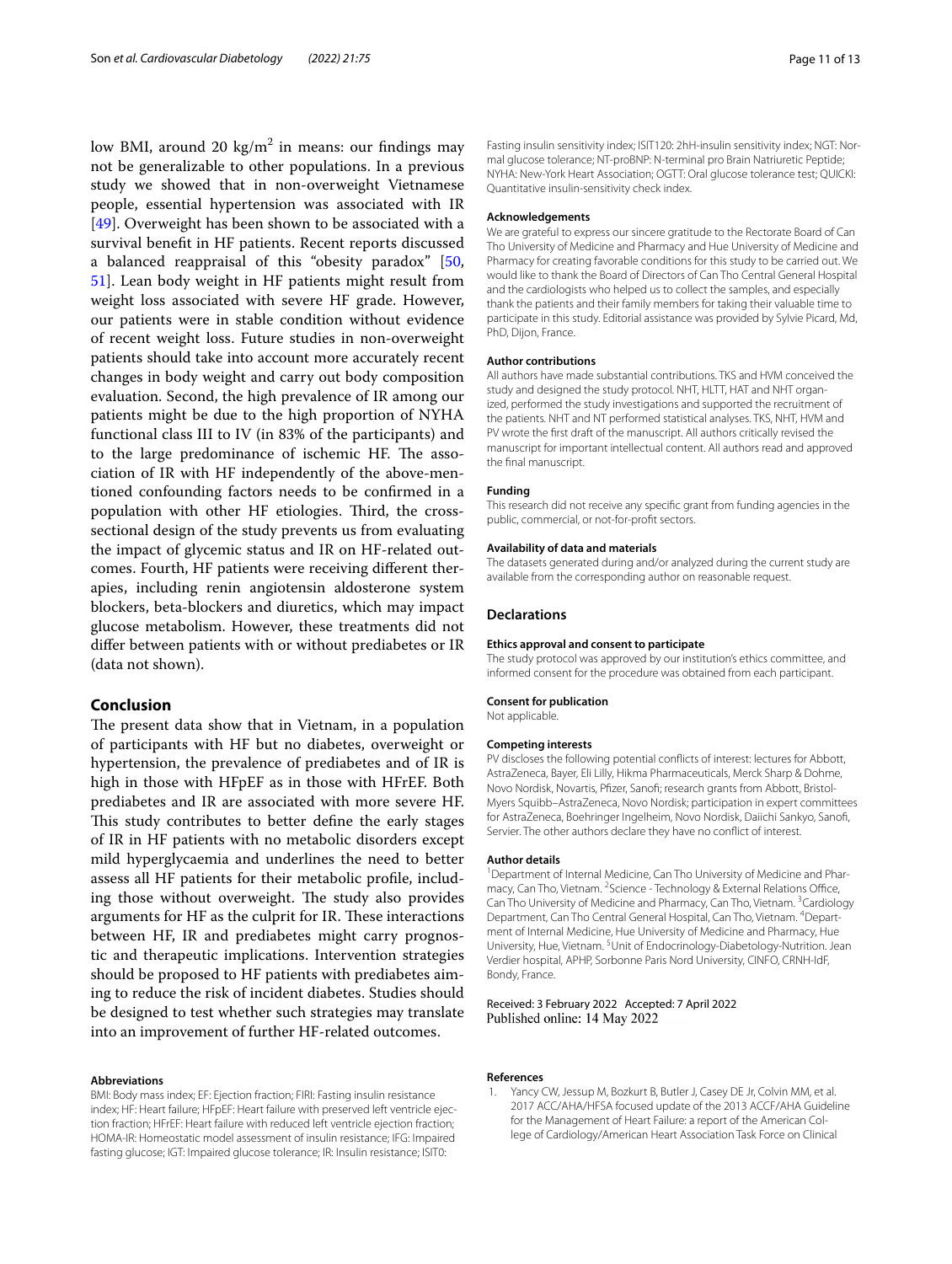low BMI, around 20 $kg/m^2$ in means: our findings may not be generalizable to other populations. In a previous study we showed that in non-overweight Vietnamese people, essential hypertension was associated with IR [49]. Overweight has been shown to be associated with a survival benefit in HF patients. Recent reports discussed a balanced reappraisal of this "obesity paradox" [50, 51]. Lean body weight in HF patients might result from weight loss associated with severe HF grade. However, our patients were in stable condition without evidence of recent weight loss. Future studies in non-overweight patients should take into account more accurately recent changes in body weight and carry out body composition evaluation. Second, the high prevalence of IR among our patients might be due to the high proportion of NYHA functional class III to IV (in 83% of the participants) and to the large predominance of ischemic HF. The association of IR with HF independently of the above-mentioned confounding factors needs to be confirmed in a population with other HF etiologies. Third, the cross-sectional design of the study prevents us from evaluating the impact of glycemic status and IR on HF-related outcomes. Fourth, HF patients were receiving different therapies, including renin angiotensin aldosterone system blockers, beta-blockers and diuretics, which may impact glucose metabolism. However, these treatments did not differ between patients with or without prediabetes or IR (data not shown).

## Conclusion

The present data show that in Vietnam, in a population of participants with HF but no diabetes, overweight or hypertension, the prevalence of prediabetes and of IR is high in those with HFpEF as in those with HFrEF. Both prediabetes and IR are associated with more severe HF. This study contributes to better define the early stages of IR in HF patients with no metabolic disorders except mild hyperglycaemia and underlines the need to better assess all HF patients for their metabolic profile, including those without overweight. The study also provides arguments for HF as the culprit for IR. These interactions between HF, IR and prediabetes might carry prognostic and therapeutic implications. Intervention strategies should be proposed to HF patients with prediabetes aiming to reduce the risk of incident diabetes. Studies should be designed to test whether such strategies may translate into an improvement of further HF-related outcomes.

#### Abbreviations

BMI: Body mass index; EF: Ejection fraction; FIRI: Fasting insulin resistance index; HF: Heart failure; HFpEF: Heart failure with preserved left ventricle ejection fraction; HFrEF: Heart failure with reduced left ventricle ejection fraction; HOMA-IR: Homeostatic model assessment of insulin resistance; IFG: Impaired fasting glucose; IGT: Impaired glucose tolerance; IR: Insulin resistance; ISIT0: Fasting insulin sensitivity index; ISIT120: 2hH-insulin sensitivity index; NGT: Normal glucose tolerance; NT-proBNP: N-terminal pro Brain Natriuretic Peptide; NYHA: New-York Heart Association; OGTT: Oral glucose tolerance test; QUICKI: Quantitative insulin-sensitivity check index.

#### Acknowledgements

We are grateful to express our sincere gratitude to the Rectorate Board of Can Tho University of Medicine and Pharmacy and Hue University of Medicine and Pharmacy for creating favorable conditions for this study to be carried out. We would like to thank the Board of Directors of Can Tho Central General Hospital and the cardiologists who helped us to collect the samples, and especially thank the patients and their family members for taking their valuable time to participate in this study. Editorial assistance was provided by Sylvie Picard, Md, PhD, Dijon, France.

#### Author contributions

All authors have made substantial contributions. TKS and HVM conceived the study and designed the study protocol. NHT, HLTT, HAT and NHT organized, performed the study investigations and supported the recruitment of the patients. NHT and NT performed statistical analyses. TKS, NHT, HVM and PV wrote the first draft of the manuscript. All authors critically revised the manuscript for important intellectual content. All authors read and approved the final manuscript.

#### Funding

This research did not receive any specific grant from funding agencies in the public, commercial, or not-for-profit sectors.

#### Availability of data and materials

The datasets generated during and/or analyzed during the current study are available from the corresponding author on reasonable request.

## Declarations

#### Ethics approval and consent to participate

The study protocol was approved by our institution's ethics committee, and informed consent for the procedure was obtained from each participant.

#### Consent for publication

Not applicable.

#### Competing interests

PV discloses the following potential conflicts of interest: lectures for Abbott, AstraZeneca, Bayer, Eli Lilly, Hikma Pharmaceuticals, Merck Sharp & Dohme, Novo Nordisk, Novartis, Pfizer, Sanofi; research grants from Abbott, Bristol-Myers Squibb–AstraZeneca, Novo Nordisk; participation in expert committees for AstraZeneca, Boehringer Ingelheim, Novo Nordisk, Daiichi Sankyo, Sanofi, Servier. The other authors declare they have no conflict of interest.

#### Author details

[1]Department of Internal Medicine, Can Tho University of Medicine and Pharmacy, Can Tho, Vietnam. [2]Science - Technology & External Relations Office, Can Tho University of Medicine and Pharmacy, Can Tho, Vietnam. [3]Cardiology Department, Can Tho Central General Hospital, Can Tho, Vietnam. [4]Department of Internal Medicine, Hue University of Medicine and Pharmacy, Hue University, Hue, Vietnam. [5]Unit of Endocrinology-Diabetology-Nutrition. Jean Verdier hospital, APHP, Sorbonne Paris Nord University, CINFO, CRNH-IdF, Bondy, France.

Received: 3 February 2022 Accepted: 7 April 2022
Published online: 14 May 2022

#### References

1. Yancy CW, Jessup M, Bozkurt B, Butler J, Casey DE Jr, Colvin MM, et al. 2017 ACC/AHA/HFSA focused update of the 2013 ACCF/AHA Guideline for the Management of Heart Failure: a report of the American College of Cardiology/American Heart Association Task Force on Clinical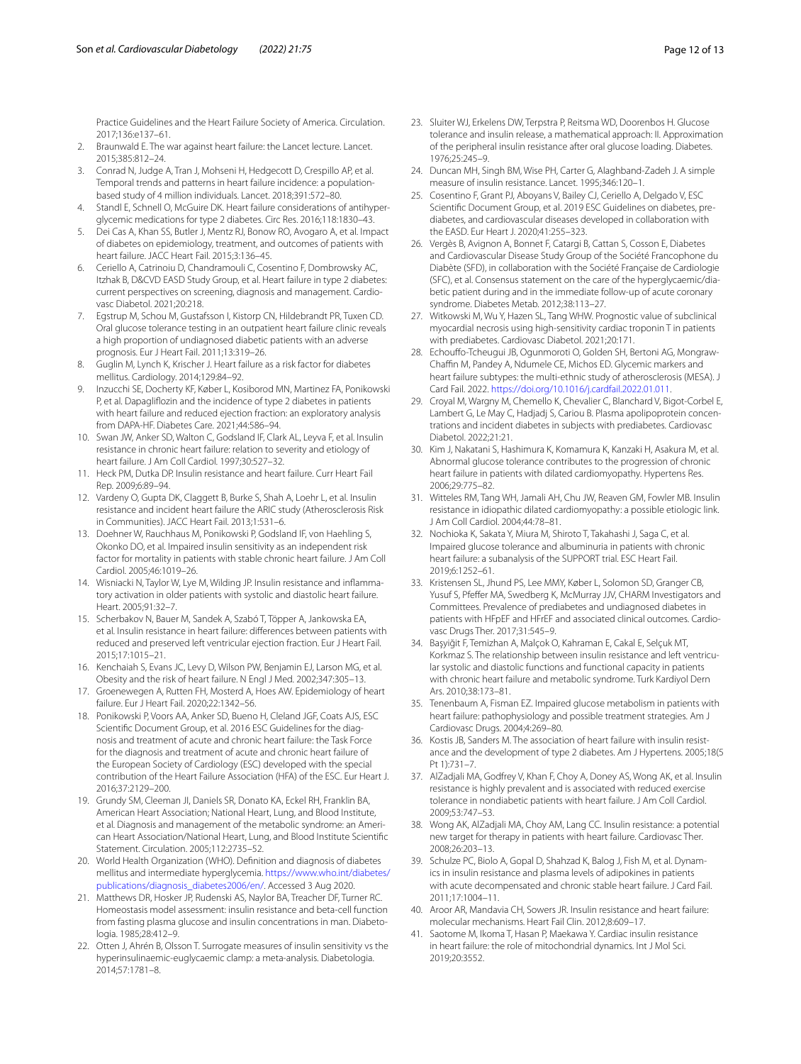Practice Guidelines and the Heart Failure Society of America. Circulation. 2017;136:e137–61.

2. Braunwald E. The war against heart failure: the Lancet lecture. Lancet. 2015;385:812–24.
3. Conrad N, Judge A, Tran J, Mohseni H, Hedgecott D, Crespillo AP, et al. Temporal trends and patterns in heart failure incidence: a population-based study of 4 million individuals. Lancet. 2018;391:572–80.
4. Standl E, Schnell O, McGuire DK. Heart failure considerations of antihyperglycemic medications for type 2 diabetes. Circ Res. 2016;118:1830–43.
5. Dei Cas A, Khan SS, Butler J, Mentz RJ, Bonow RO, Avogaro A, et al. Impact of diabetes on epidemiology, treatment, and outcomes of patients with heart failure. JACC Heart Fail. 2015;3:136–45.
6. Ceriello A, Catrinoiu D, Chandramouli C, Cosentino F, Dombrowsky AC, Itzhak B, D&CVD EASD Study Group, et al. Heart failure in type 2 diabetes: current perspectives on screening, diagnosis and management. Cardiovasc Diabetol. 2021;20:218.
7. Egstrup M, Schou M, Gustafsson I, Kistorp CN, Hildebrandt PR, Tuxen CD. Oral glucose tolerance testing in an outpatient heart failure clinic reveals a high proportion of undiagnosed diabetic patients with an adverse prognosis. Eur J Heart Fail. 2011;13:319–26.
8. Guglin M, Lynch K, Krischer J. Heart failure as a risk factor for diabetes mellitus. Cardiology. 2014;129:84–92.
9. Inzucchi SE, Docherty KF, Køber L, Kosiborod MN, Martinez FA, Ponikowski P, et al. Dapagliflozin and the incidence of type 2 diabetes in patients with heart failure and reduced ejection fraction: an exploratory analysis from DAPA-HF. Diabetes Care. 2021;44:586–94.
10. Swan JW, Anker SD, Walton C, Godsland IF, Clark AL, Leyva F, et al. Insulin resistance in chronic heart failure: relation to severity and etiology of heart failure. J Am Coll Cardiol. 1997;30:527–32.
11. Heck PM, Dutka DP. Insulin resistance and heart failure. Curr Heart Fail Rep. 2009;6:89–94.
12. Vardeny O, Gupta DK, Claggett B, Burke S, Shah A, Loehr L, et al. Insulin resistance and incident heart failure the ARIC study (Atherosclerosis Risk in Communities). JACC Heart Fail. 2013;1:531–6.
13. Doehner W, Rauchhaus M, Ponikowski P, Godsland IF, von Haehling S, Okonko DO, et al. Impaired insulin sensitivity as an independent risk factor for mortality in patients with stable chronic heart failure. J Am Coll Cardiol. 2005;46:1019–26.
14. Wisniacki N, Taylor W, Lye M, Wilding JP. Insulin resistance and inflammatory activation in older patients with systolic and diastolic heart failure. Heart. 2005;91:32–7.
15. Scherbakov N, Bauer M, Sandek A, Szabó T, Töpper A, Jankowska EA, et al. Insulin resistance in heart failure: differences between patients with reduced and preserved left ventricular ejection fraction. Eur J Heart Fail. 2015;17:1015–21.
16. Kenchaiah S, Evans JC, Levy D, Wilson PW, Benjamin EJ, Larson MG, et al. Obesity and the risk of heart failure. N Engl J Med. 2002;347:305–13.
17. Groenewegen A, Rutten FH, Mosterd A, Hoes AW. Epidemiology of heart failure. Eur J Heart Fail. 2020;22:1342–56.
18. Ponikowski P, Voors AA, Anker SD, Bueno H, Cleland JGF, Coats AJS, ESC Scientific Document Group, et al. 2016 ESC Guidelines for the diagnosis and treatment of acute and chronic heart failure: the Task Force for the diagnosis and treatment of acute and chronic heart failure of the European Society of Cardiology (ESC) developed with the special contribution of the Heart Failure Association (HFA) of the ESC. Eur Heart J. 2016;37:2129–200.
19. Grundy SM, Cleeman JI, Daniels SR, Donato KA, Eckel RH, Franklin BA, American Heart Association; National Heart, Lung, and Blood Institute, et al. Diagnosis and management of the metabolic syndrome: an American Heart Association/National Heart, Lung, and Blood Institute Scientific Statement. Circulation. 2005;112:2735–52.
20. World Health Organization (WHO). Definition and diagnosis of diabetes mellitus and intermediate hyperglycemia. https://www.who.int/diabetes/publications/diagnosis_diabetes2006/en/. Accessed 3 Aug 2020.
21. Matthews DR, Hosker JP, Rudenski AS, Naylor BA, Treacher DF, Turner RC. Homeostasis model assessment: insulin resistance and beta-cell function from fasting plasma glucose and insulin concentrations in man. Diabetologia. 1985;28:412–9.
22. Otten J, Ahrén B, Olsson T. Surrogate measures of insulin sensitivity vs the hyperinsulinaemic-euglycaemic clamp: a meta-analysis. Diabetologia. 2014;57:1781–8.
23. Sluiter WJ, Erkelens DW, Terpstra P, Reitsma WD, Doorenbos H. Glucose tolerance and insulin release, a mathematical approach: II. Approximation of the peripheral insulin resistance after oral glucose loading. Diabetes. 1976;25:245–9.
24. Duncan MH, Singh BM, Wise PH, Carter G, Alaghband-Zadeh J. A simple measure of insulin resistance. Lancet. 1995;346:120–1.
25. Cosentino F, Grant PJ, Aboyans V, Bailey CJ, Ceriello A, Delgado V, ESC Scientific Document Group, et al. 2019 ESC Guidelines on diabetes, pre-diabetes, and cardiovascular diseases developed in collaboration with the EASD. Eur Heart J. 2020;41:255–323.
26. Vergès B, Avignon A, Bonnet F, Catargi B, Cattan S, Cosson E, Diabetes and Cardiovascular Disease Study Group of the Société Francophone du Diabète (SFD), in collaboration with the Société Française de Cardiologie (SFC), et al. Consensus statement on the care of the hyperglycaemic/diabetic patient during and in the immediate follow-up of acute coronary syndrome. Diabetes Metab. 2012;38:113–27.
27. Witkowski M, Wu Y, Hazen SL, Tang WHW. Prognostic value of subclinical myocardial necrosis using high-sensitivity cardiac troponin T in patients with prediabetes. Cardiovasc Diabetol. 2021;20:171.
28. Echouffo-Tcheugui JB, Ogunmoroti O, Golden SH, Bertoni AG, Mongraw-Chaffin M, Pandey A, Ndumele CE, Michos ED. Glycemic markers and heart failure subtypes: the multi-ethnic study of atherosclerosis (MESA). J Card Fail. 2022. https://doi.org/10.1016/j.cardfail.2022.01.011.
29. Croyal M, Wargny M, Chemello K, Chevalier C, Blanchard V, Bigot-Corbel E, Lambert G, Le May C, Hadjadj S, Cariou B. Plasma apolipoprotein concentrations and incident diabetes in subjects with prediabetes. Cardiovasc Diabetol. 2022;21:21.
30. Kim J, Nakatani S, Hashimura K, Komamura K, Kanzaki H, Asakura M, et al. Abnormal glucose tolerance contributes to the progression of chronic heart failure in patients with dilated cardiomyopathy. Hypertens Res. 2006;29:775–82.
31. Witteles RM, Tang WH, Jamali AH, Chu JW, Reaven GM, Fowler MB. Insulin resistance in idiopathic dilated cardiomyopathy: a possible etiologic link. J Am Coll Cardiol. 2004;44:78–81.
32. Nochioka K, Sakata Y, Miura M, Shiroto T, Takahashi J, Saga C, et al. Impaired glucose tolerance and albuminuria in patients with chronic heart failure: a subanalysis of the SUPPORT trial. ESC Heart Fail. 2019;6:1252–61.
33. Kristensen SL, Jhund PS, Lee MMY, Køber L, Solomon SD, Granger CB, Yusuf S, Pfeffer MA, Swedberg K, McMurray JJV, CHARM Investigators and Committees. Prevalence of prediabetes and undiagnosed diabetes in patients with HFpEF and HFrEF and associated clinical outcomes. Cardiovasc Drugs Ther. 2017;31:545–9.
34. Başyiğit F, Temizhan A, Malçok O, Kahraman E, Cakal E, Selçuk MT, Korkmaz S. The relationship between insulin resistance and left ventricular systolic and diastolic functions and functional capacity in patients with chronic heart failure and metabolic syndrome. Turk Kardiyol Dern Ars. 2010;38:173–81.
35. Tenenbaum A, Fisman EZ. Impaired glucose metabolism in patients with heart failure: pathophysiology and possible treatment strategies. Am J Cardiovasc Drugs. 2004;4:269–80.
36. Kostis JB, Sanders M. The association of heart failure with insulin resistance and the development of type 2 diabetes. Am J Hypertens. 2005;18(5 Pt 1):731–7.
37. AlZadjali MA, Godfrey V, Khan F, Choy A, Doney AS, Wong AK, et al. Insulin resistance is highly prevalent and is associated with reduced exercise tolerance in nondiabetic patients with heart failure. J Am Coll Cardiol. 2009;53:747–53.
38. Wong AK, AlZadjali MA, Choy AM, Lang CC. Insulin resistance: a potential new target for therapy in patients with heart failure. Cardiovasc Ther. 2008;26:203–13.
39. Schulze PC, Biolo A, Gopal D, Shahzad K, Balog J, Fish M, et al. Dynamics in insulin resistance and plasma levels of adipokines in patients with acute decompensated and chronic stable heart failure. J Card Fail. 2011;17:1004–11.
40. Aroor AR, Mandavia CH, Sowers JR. Insulin resistance and heart failure: molecular mechanisms. Heart Fail Clin. 2012;8:609–17.
41. Saotome M, Ikoma T, Hasan P, Maekawa Y. Cardiac insulin resistance in heart failure: the role of mitochondrial dynamics. Int J Mol Sci. 2019;20:3552.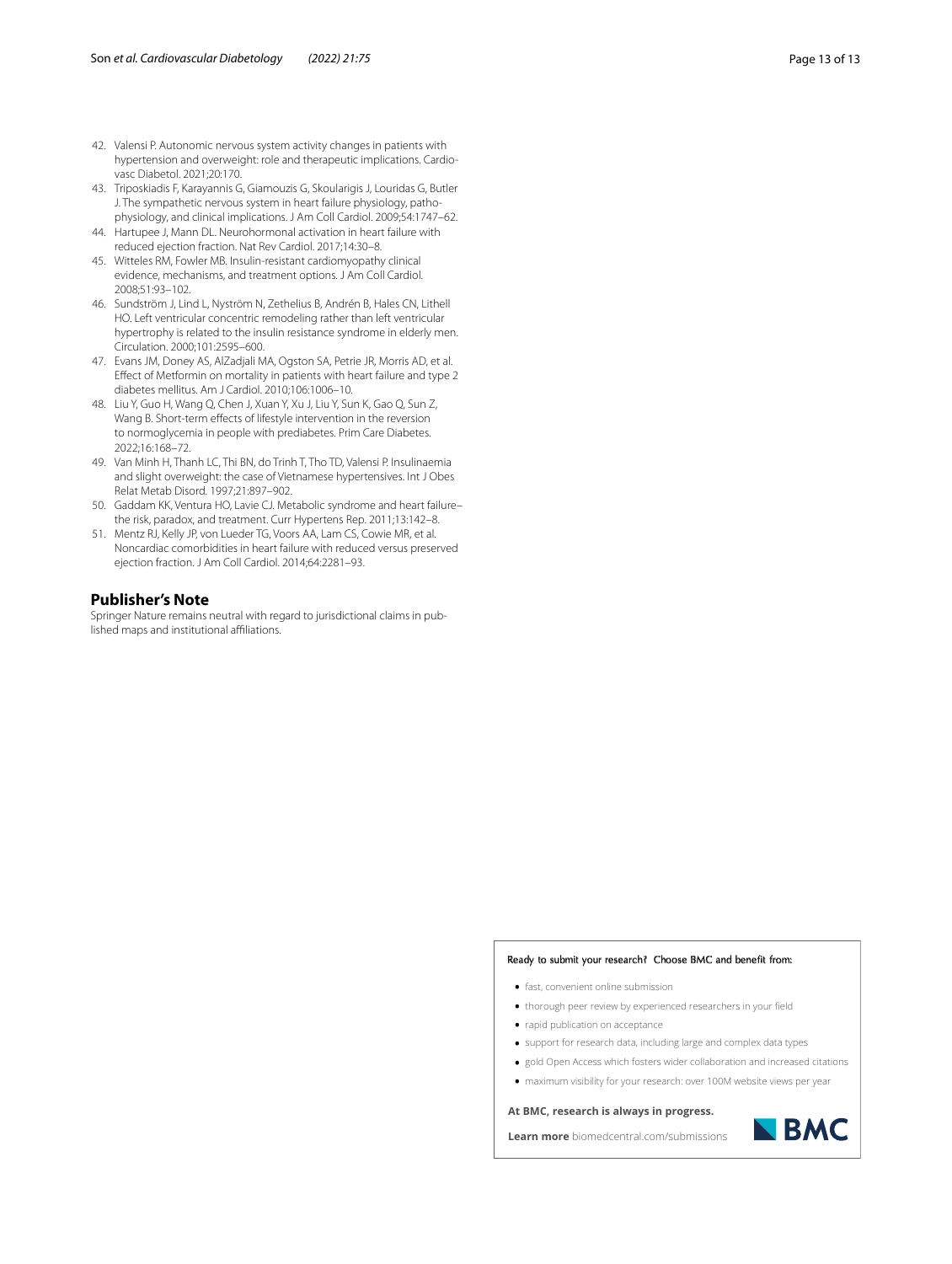42. Valensi P. Autonomic nervous system activity changes in patients with hypertension and overweight: role and therapeutic implications. Cardiovasc Diabetol. 2021;20:170.
43. Triposkiadis F, Karayannis G, Giamouzis G, Skoularigis J, Louridas G, Butler J. The sympathetic nervous system in heart failure physiology, pathophysiology, and clinical implications. J Am Coll Cardiol. 2009;54:1747–62.
44. Hartupee J, Mann DL. Neurohormonal activation in heart failure with reduced ejection fraction. Nat Rev Cardiol. 2017;14:30–8.
45. Witteles RM, Fowler MB. Insulin-resistant cardiomyopathy clinical evidence, mechanisms, and treatment options. J Am Coll Cardiol. 2008;51:93–102.
46. Sundström J, Lind L, Nyström N, Zethelius B, Andrén B, Hales CN, Lithell HO. Left ventricular concentric remodeling rather than left ventricular hypertrophy is related to the insulin resistance syndrome in elderly men. Circulation. 2000;101:2595–600.
47. Evans JM, Doney AS, AlZadjali MA, Ogston SA, Petrie JR, Morris AD, et al. Effect of Metformin on mortality in patients with heart failure and type 2 diabetes mellitus. Am J Cardiol. 2010;106:1006–10.
48. Liu Y, Guo H, Wang Q, Chen J, Xuan Y, Xu J, Liu Y, Sun K, Gao Q, Sun Z, Wang B. Short-term effects of lifestyle intervention in the reversion to normoglycemia in people with prediabetes. Prim Care Diabetes. 2022;16:168–72.
49. Van Minh H, Thanh LC, Thi BN, do Trinh T, Tho TD, Valensi P. Insulinaemia and slight overweight: the case of Vietnamese hypertensives. Int J Obes Relat Metab Disord. 1997;21:897–902.
50. Gaddam KK, Ventura HO, Lavie CJ. Metabolic syndrome and heart failure–the risk, paradox, and treatment. Curr Hypertens Rep. 2011;13:142–8.
51. Mentz RJ, Kelly JP, von Lueder TG, Voors AA, Lam CS, Cowie MR, et al. Noncardiac comorbidities in heart failure with reduced versus preserved ejection fraction. J Am Coll Cardiol. 2014;64:2281–93.

## Publisher's Note

Springer Nature remains neutral with regard to jurisdictional claims in published maps and institutional affiliations.

Ready to submit your research? Choose BMC and benefit from:

- fast, convenient online submission
- thorough peer review by experienced researchers in your field
- rapid publication on acceptance
- support for research data, including large and complex data types
- gold Open Access which fosters wider collaboration and increased citations
- maximum visibility for your research: over 100M website views per year

**At BMC, research is always in progress.**

**Learn more** biomedcentral.com/submissions

BMC